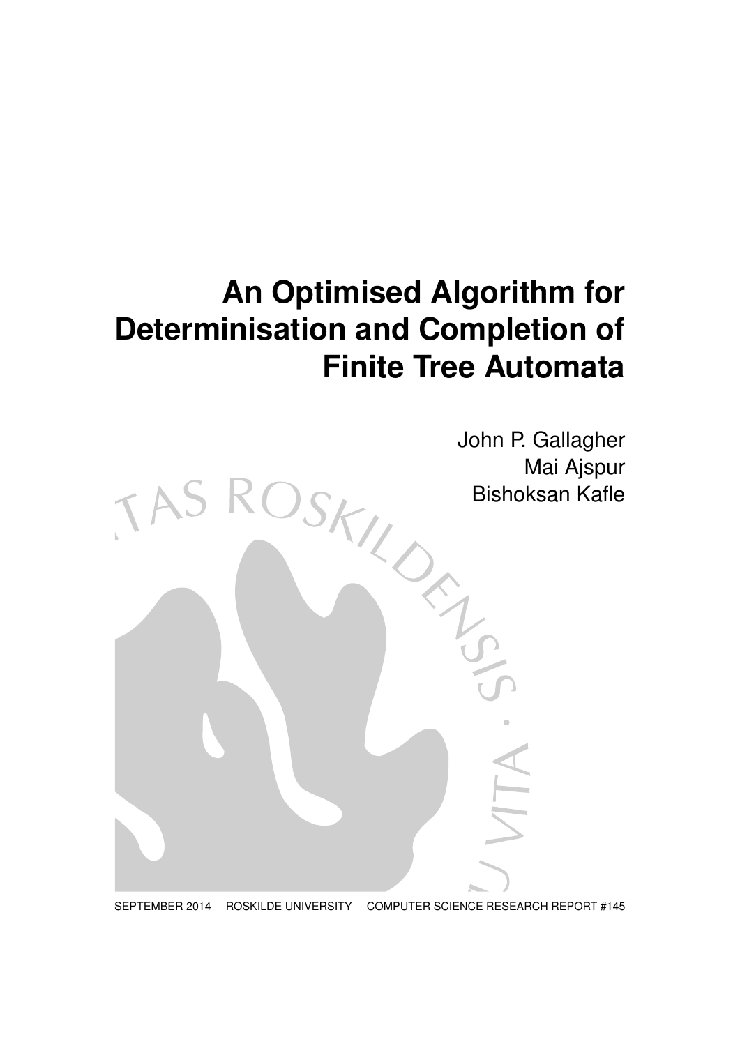# An Optimised Algorithm for Determinisation and Completion of Finite Tree Automata

John P. Gallagher
Mai Ajspur
Bishoksan Kafle

SEPTEMBER 2014 ROSKILDE UNIVERSITY COMPUTER SCIENCE RESEARCH REPORT #145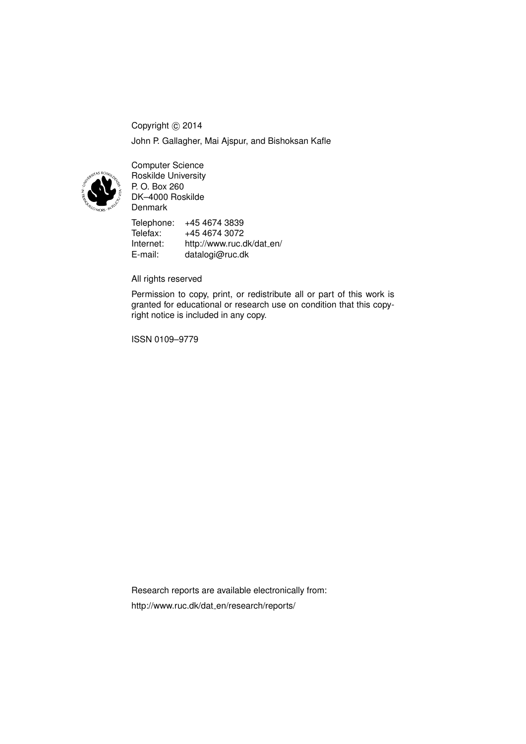Copyright © 2014

John P. Gallagher, Mai Ajspur, and Bishoksan Kafle

Computer Science
Roskilde University
P. O. Box 260
DK–4000 Roskilde
Denmark

| | |
|---|---|
| Telephone: | +45 4674 3839 |
| Telefax: | +45 4674 3072 |
| Internet: | http://www.ruc.dk/dat_en/ |
| E-mail: | datalogi@ruc.dk |

All rights reserved

Permission to copy, print, or redistribute all or part of this work is granted for educational or research use on condition that this copyright notice is included in any copy.

ISSN 0109–9779

Research reports are available electronically from:

http://www.ruc.dk/dat_en/research/reports/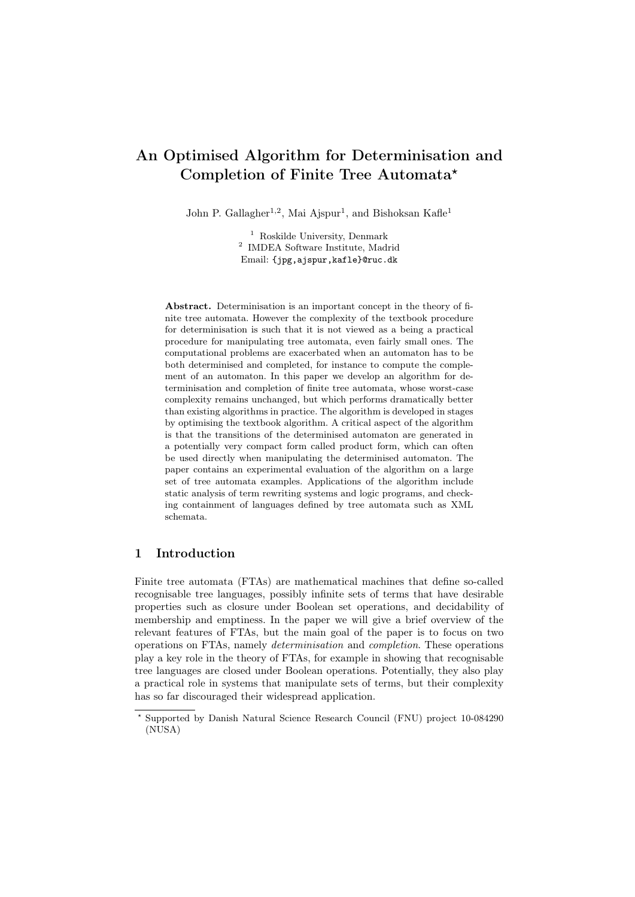# An Optimised Algorithm for Determinisation and Completion of Finite Tree Automata*

John P. Gallagher[1,2], Mai Ajspur[1], and Bishoksan Kafle[1]

[1] Roskilde University, Denmark
[2] IMDEA Software Institute, Madrid
Email: {jpg,ajspur,kafle}@ruc.dk

**Abstract.** Determinisation is an important concept in the theory of finite tree automata. However the complexity of the textbook procedure for determinisation is such that it is not viewed as a being a practical procedure for manipulating tree automata, even fairly small ones. The computational problems are exacerbated when an automaton has to be both determinised and completed, for instance to compute the complement of an automaton. In this paper we develop an algorithm for determinisation and completion of finite tree automata, whose worst-case complexity remains unchanged, but which performs dramatically better than existing algorithms in practice. The algorithm is developed in stages by optimising the textbook algorithm. A critical aspect of the algorithm is that the transitions of the determinised automaton are generated in a potentially very compact form called product form, which can often be used directly when manipulating the determinised automaton. The paper contains an experimental evaluation of the algorithm on a large set of tree automata examples. Applications of the algorithm include static analysis of term rewriting systems and logic programs, and checking containment of languages defined by tree automata such as XML schemata.

## 1 Introduction

Finite tree automata (FTAs) are mathematical machines that define so-called recognisable tree languages, possibly infinite sets of terms that have desirable properties such as closure under Boolean set operations, and decidability of membership and emptiness. In the paper we will give a brief overview of the relevant features of FTAs, but the main goal of the paper is to focus on two operations on FTAs, namely *determinisation* and *completion*. These operations play a key role in the theory of FTAs, for example in showing that recognisable tree languages are closed under Boolean operations. Potentially, they also play a practical role in systems that manipulate sets of terms, but their complexity has so far discouraged their widespread application.

* Supported by Danish Natural Science Research Council (FNU) project 10-084290 (NUSA)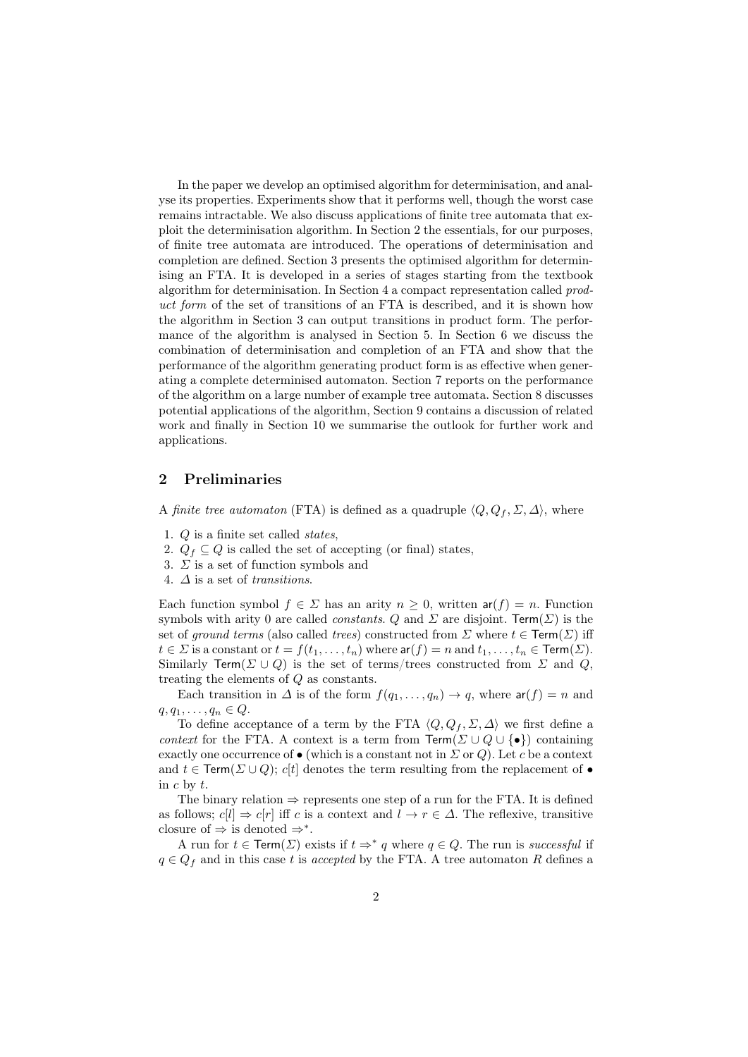In the paper we develop an optimised algorithm for determinisation, and analyse its properties. Experiments show that it performs well, though the worst case remains intractable. We also discuss applications of finite tree automata that exploit the determinisation algorithm. In Section 2 the essentials, for our purposes, of finite tree automata are introduced. The operations of determinisation and completion are defined. Section 3 presents the optimised algorithm for determinising an FTA. It is developed in a series of stages starting from the textbook algorithm for determinisation. In Section 4 a compact representation called *product form* of the set of transitions of an FTA is described, and it is shown how the algorithm in Section 3 can output transitions in product form. The performance of the algorithm is analysed in Section 5. In Section 6 we discuss the combination of determinisation and completion of an FTA and show that the performance of the algorithm generating product form is as effective when generating a complete determinised automaton. Section 7 reports on the performance of the algorithm on a large number of example tree automata. Section 8 discusses potential applications of the algorithm, Section 9 contains a discussion of related work and finally in Section 10 we summarise the outlook for further work and applications.

## 2 Preliminaries

A *finite tree automaton* (FTA) is defined as a quadruple $\langle Q, Q_f, \Sigma, \Delta \rangle$, where

1. $Q$ is a finite set called *states*,
2. $Q_f \subseteq Q$ is called the set of accepting (or final) states,
3. $\Sigma$ is a set of function symbols and
4. $\Delta$ is a set of *transitions*.

Each function symbol $f \in \Sigma$ has an arity $n \geq 0$, written $\mathsf{ar}(f) = n$. Function symbols with arity 0 are called *constants*. $Q$ and $\Sigma$ are disjoint. $\mathsf{Term}(\Sigma)$ is the set of *ground terms* (also called *trees*) constructed from $\Sigma$ where $t \in \mathsf{Term}(\Sigma)$ iff $t \in \Sigma$ is a constant or $t = f(t_1, \ldots, t_n)$ where $\mathsf{ar}(f) = n$ and $t_1, \ldots, t_n \in \mathsf{Term}(\Sigma)$. Similarly $\mathsf{Term}(\Sigma \cup Q)$ is the set of terms/trees constructed from $\Sigma$ and $Q$, treating the elements of $Q$ as constants.

Each transition in $\Delta$ is of the form $f(q_1, \ldots, q_n) \rightarrow q$, where $\mathsf{ar}(f) = n$ and $q, q_1, \ldots, q_n \in Q$.

To define acceptance of a term by the FTA $\langle Q, Q_f, \Sigma, \Delta \rangle$ we first define a *context* for the FTA. A context is a term from $\mathsf{Term}(\Sigma \cup Q \cup \{\bullet\})$ containing exactly one occurrence of $\bullet$ (which is a constant not in $\Sigma$ or $Q$). Let $c$ be a context and $t \in \mathsf{Term}(\Sigma \cup Q)$; $c[t]$ denotes the term resulting from the replacement of $\bullet$ in $c$ by $t$.

The binary relation $\Rightarrow$ represents one step of a run for the FTA. It is defined as follows; $c[l] \Rightarrow c[r]$ iff $c$ is a context and $l \rightarrow r \in \Delta$. The reflexive, transitive closure of $\Rightarrow$ is denoted $\Rightarrow^*$.

A run for $t \in \mathsf{Term}(\Sigma)$ exists if $t \Rightarrow^* q$ where $q \in Q$. The run is *successful* if $q \in Q_f$ and in this case $t$ is *accepted* by the FTA. A tree automaton $R$ defines a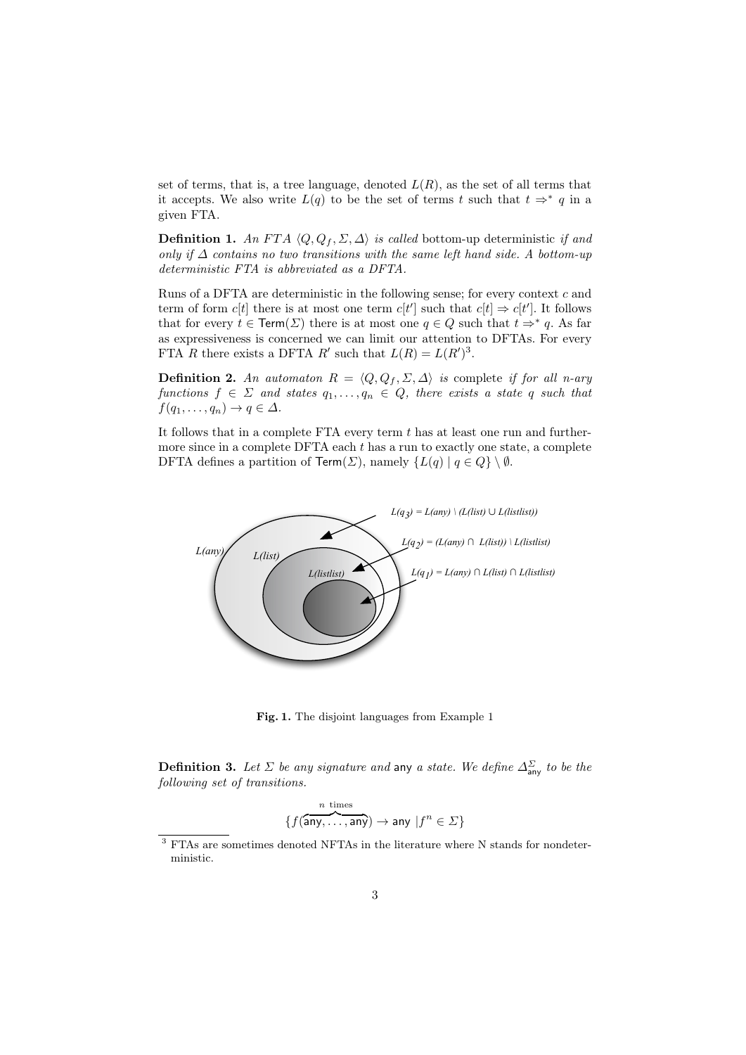set of terms, that is, a tree language, denoted $L(R)$, as the set of all terms that it accepts. We also write $L(q)$ to be the set of terms $t$ such that $t \Rightarrow^* q$ in a given FTA.

**Definition 1.** *An FTA $\langle Q, Q_f, \Sigma, \Delta \rangle$ is called* bottom-up deterministic *if and only if $\Delta$ contains no two transitions with the same left hand side. A bottom-up deterministic FTA is abbreviated as a DFTA.*

Runs of a DFTA are deterministic in the following sense; for every context $c$ and term of form $c[t]$ there is at most one term $c[t']$ such that $c[t] \Rightarrow c[t']$. It follows that for every $t \in \mathsf{Term}(\Sigma)$ there is at most one $q \in Q$ such that $t \Rightarrow^* q$. As far as expressiveness is concerned we can limit our attention to DFTAs. For every FTA $R$ there exists a DFTA $R'$ such that $L(R) = L(R')$[3].

**Definition 2.** *An automaton $R = \langle Q, Q_f, \Sigma, \Delta \rangle$ is* complete *if for all $n$-ary functions $f \in \Sigma$ and states $q_1, \ldots, q_n \in Q$, there exists a state $q$ such that $f(q_1, \ldots, q_n) \rightarrow q \in \Delta$.*

It follows that in a complete FTA every term $t$ has at least one run and furthermore since in a complete DFTA each $t$ has a run to exactly one state, a complete DFTA defines a partition of $\mathsf{Term}(\Sigma)$, namely $\{L(q) \mid q \in Q\} \setminus \emptyset$.

L(any) L(list) L(listlist)

$L(q_3) = L(any) \setminus (L(list) \cup L(listlist))$

$L(q_2) = (L(any) \cap L(list)) \setminus L(listlist)$

$L(q_1) = L(any) \cap L(list) \cap L(listlist)$

**Fig. 1.** The disjoint languages from Example 1

**Definition 3.** *Let $\Sigma$ be any signature and* $\mathsf{any}$ *a state. We define $\Delta^{\Sigma}_{\mathsf{any}}$ to be the following set of transitions.*

$$\{f(\overbrace{\mathsf{any}, \ldots, \mathsf{any}}^{n \text{ times}}) \rightarrow \mathsf{any} \mid f^n \in \Sigma\}$$

[3] FTAs are sometimes denoted NFTAs in the literature where N stands for nondeterministic.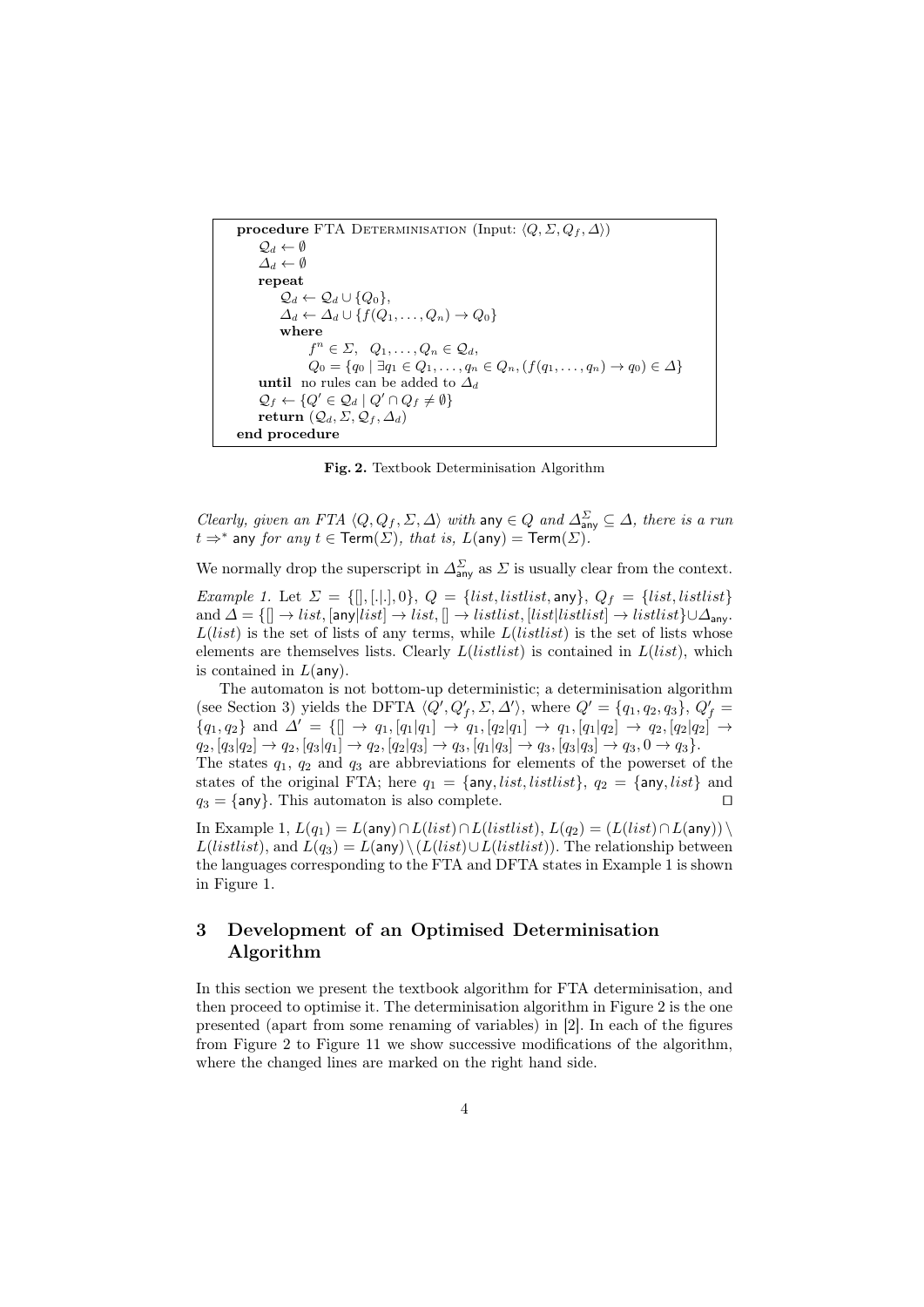```
procedure FTA Determinisation (Input: ⟨Q, Σ, Q_f, Δ⟩)
    Q_d ← ∅
    Δ_d ← ∅
    repeat
        Q_d ← Q_d ∪ {Q_0},
        Δ_d ← Δ_d ∪ {f(Q_1, ..., Q_n) → Q_0}
        where
            f^n ∈ Σ,  Q_1, ..., Q_n ∈ Q_d,
            Q_0 = {q_0 | ∃q_1 ∈ Q_1, ..., q_n ∈ Q_n, (f(q_1, ..., q_n) → q_0) ∈ Δ}
    until no rules can be added to Δ_d
    Q_f ← {Q' ∈ Q_d | Q' ∩ Q_f ≠ ∅}
    return (Q_d, Σ, Q_f, Δ_d)
end procedure
```

**Fig. 2.** Textbook Determinisation Algorithm

*Clearly, given an FTA* $\langle Q, Q_f, \Sigma, \Delta\rangle$ *with* $\mathsf{any} \in Q$ *and* $\Delta^{\Sigma}_{\mathsf{any}} \subseteq \Delta$*, there is a run* $t \Rightarrow^* \mathsf{any}$ *for any* $t \in \mathsf{Term}(\Sigma)$*, that is,* $L(\mathsf{any}) = \mathsf{Term}(\Sigma)$*.*

We normally drop the superscript in $\Delta^{\Sigma}_{\mathsf{any}}$ as $\Sigma$ is usually clear from the context.

*Example 1.* Let $\Sigma = \{[], [.|.], 0\}$, $Q = \{list, listlist, \mathsf{any}\}$, $Q_f = \{list, listlist\}$ and $\Delta = \{[] \to list, [\mathsf{any}|list] \to list, [] \to listlist, [list|listlist] \to listlist\} \cup \Delta_{\mathsf{any}}$. $L(list)$ is the set of lists of any terms, while $L(listlist)$ is the set of lists whose elements are themselves lists. Clearly $L(listlist)$ is contained in $L(list)$, which is contained in $L(\mathsf{any})$.

The automaton is not bottom-up deterministic; a determinisation algorithm (see Section 3) yields the DFTA $\langle Q', Q'_f, \Sigma, \Delta'\rangle$, where $Q' = \{q_1, q_2, q_3\}$, $Q'_f = \{q_1, q_2\}$ and $\Delta' = \{[] \to q_1, [q_1|q_1] \to q_1, [q_2|q_1] \to q_1, [q_1|q_2] \to q_2, [q_2|q_2] \to q_2, [q_3|q_2] \to q_2, [q_3|q_1] \to q_2, [q_2|q_3] \to q_3, [q_1|q_3] \to q_3, [q_3|q_3] \to q_3, 0 \to q_3\}$. The states $q_1$, $q_2$ and $q_3$ are abbreviations for elements of the powerset of the states of the original FTA; here $q_1 = \{\mathsf{any}, list, listlist\}$, $q_2 = \{\mathsf{any}, list\}$ and $q_3 = \{\mathsf{any}\}$. This automaton is also complete. ◻

In Example 1, $L(q_1) = L(\mathsf{any}) \cap L(list) \cap L(listlist)$, $L(q_2) = (L(list) \cap L(\mathsf{any})) \setminus L(listlist)$, and $L(q_3) = L(\mathsf{any}) \setminus (L(list) \cup L(listlist))$. The relationship between the languages corresponding to the FTA and DFTA states in Example 1 is shown in Figure 1.

## 3 Development of an Optimised Determinisation Algorithm

In this section we present the textbook algorithm for FTA determinisation, and then proceed to optimise it. The determinisation algorithm in Figure 2 is the one presented (apart from some renaming of variables) in [2]. In each of the figures from Figure 2 to Figure 11 we show successive modifications of the algorithm, where the changed lines are marked on the right hand side.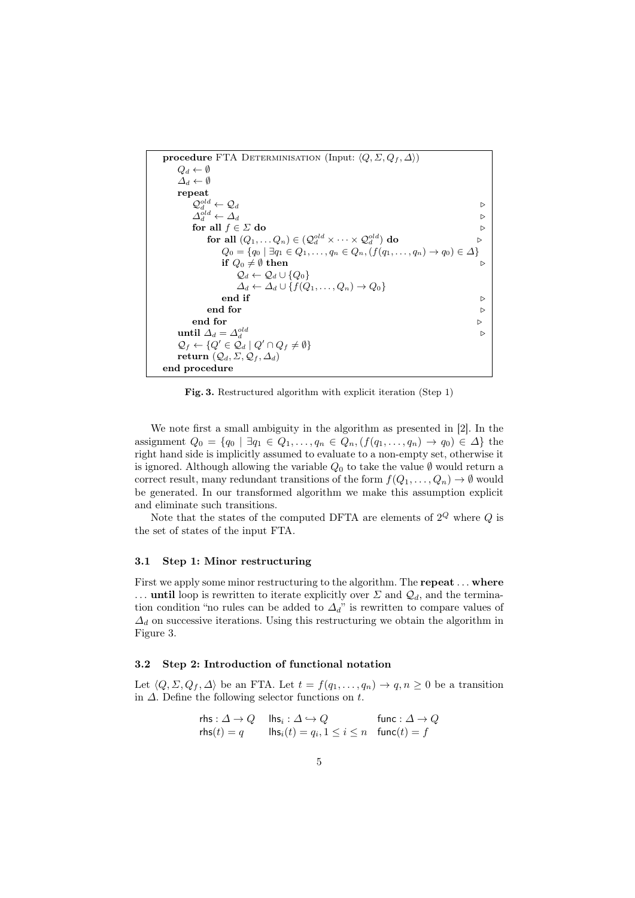```
procedure FTA Determinisation (Input: ⟨Q, Σ, Q_f, Δ⟩)
    Q_d ← ∅
    Δ_d ← ∅
    repeat
        𝒬_d^old ← 𝒬_d                                                    ▷
        Δ_d^old ← Δ_d                                                    ▷
        for all f ∈ Σ do                                                 ▷
            for all (Q_1, ... Q_n) ∈ (𝒬_d^old × ··· × 𝒬_d^old) do        ▷
                Q_0 = {q_0 | ∃q_1 ∈ Q_1, ..., q_n ∈ Q_n, (f(q_1, ..., q_n) → q_0) ∈ Δ}
                if Q_0 ≠ ∅ then                                          ▷
                    𝒬_d ← 𝒬_d ∪ {Q_0}
                    Δ_d ← Δ_d ∪ {f(Q_1, ..., Q_n) → Q_0}
                end if                                                   ▷
            end for                                                      ▷
        end for                                                          ▷
    until Δ_d = Δ_d^old                                                  ▷
    𝒬_f ← {Q' ∈ 𝒬_d | Q' ∩ Q_f ≠ ∅}
    return (𝒬_d, Σ, 𝒬_f, Δ_d)
end procedure
```

**Fig. 3.** Restructured algorithm with explicit iteration (Step 1)

We note first a small ambiguity in the algorithm as presented in [2]. In the assignment $Q_0 = \{q_0 \mid \exists q_1 \in Q_1, \ldots, q_n \in Q_n, (f(q_1, \ldots, q_n) \to q_0) \in \Delta\}$ the right hand side is implicitly assumed to evaluate to a non-empty set, otherwise it is ignored. Although allowing the variable $Q_0$ to take the value $\emptyset$ would return a correct result, many redundant transitions of the form $f(Q_1, \ldots, Q_n) \to \emptyset$ would be generated. In our transformed algorithm we make this assumption explicit and eliminate such transitions.

Note that the states of the computed DFTA are elements of $2^Q$ where $Q$ is the set of states of the input FTA.

### 3.1 Step 1: Minor restructuring

First we apply some minor restructuring to the algorithm. The **repeat** ... **where** ... **until** loop is rewritten to iterate explicitly over $\Sigma$ and $\mathcal{Q}_d$, and the termination condition "no rules can be added to $\Delta_d$" is rewritten to compare values of $\Delta_d$ on successive iterations. Using this restructuring we obtain the algorithm in Figure 3.

### 3.2 Step 2: Introduction of functional notation

Let $\langle Q, \Sigma, Q_f, \Delta \rangle$ be an FTA. Let $t = f(q_1, \ldots, q_n) \to q, n \geq 0$ be a transition in $\Delta$. Define the following selector functions on $t$.

$$\begin{array}{lll} \mathsf{rhs} : \Delta \to Q & \mathsf{lhs}_i : \Delta \hookrightarrow Q & \mathsf{func} : \Delta \to Q \\ \mathsf{rhs}(t) = q & \mathsf{lhs}_i(t) = q_i, 1 \leq i \leq n & \mathsf{func}(t) = f \end{array}$$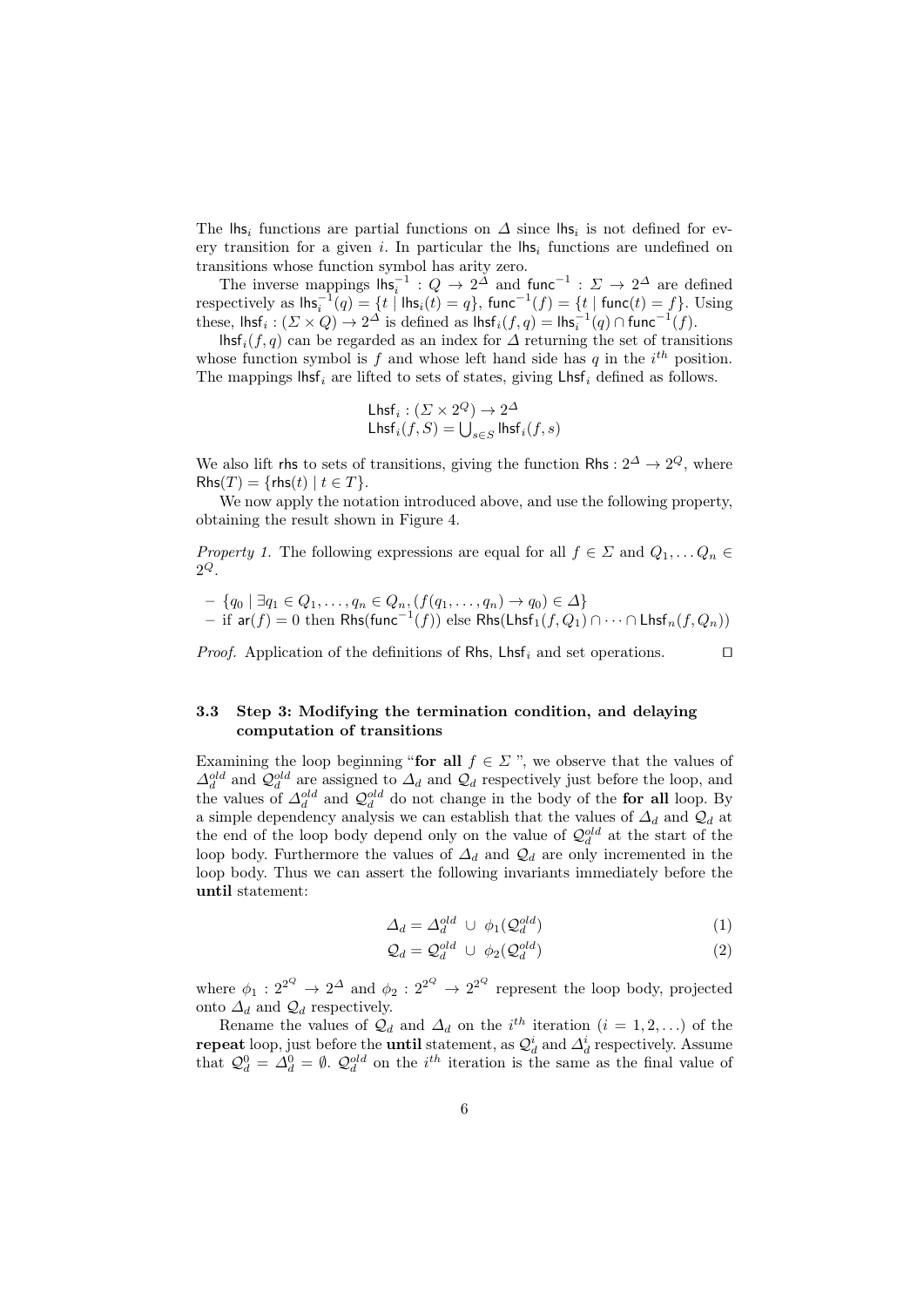The $\mathsf{lhs}_i$ functions are partial functions on $\Delta$ since $\mathsf{lhs}_i$ is not defined for every transition for a given $i$. In particular the $\mathsf{lhs}_i$ functions are undefined on transitions whose function symbol has arity zero.

The inverse mappings $\mathsf{lhs}_i^{-1} : Q \to 2^{\Delta}$ and $\mathsf{func}^{-1} : \Sigma \to 2^{\Delta}$ are defined respectively as $\mathsf{lhs}_i^{-1}(q) = \{t \mid \mathsf{lhs}_i(t) = q\}$, $\mathsf{func}^{-1}(f) = \{t \mid \mathsf{func}(t) = f\}$. Using these, $\mathsf{lhsf}_i : (\Sigma \times Q) \to 2^{\Delta}$ is defined as $\mathsf{lhsf}_i(f, q) = \mathsf{lhs}_i^{-1}(q) \cap \mathsf{func}^{-1}(f)$.

$\mathsf{lhsf}_i(f, q)$ can be regarded as an index for $\Delta$ returning the set of transitions whose function symbol is $f$ and whose left hand side has $q$ in the $i^{th}$ position. The mappings $\mathsf{lhsf}_i$ are lifted to sets of states, giving $\mathsf{Lhsf}_i$ defined as follows.

$$\begin{aligned}&\mathsf{Lhsf}_i : (\Sigma \times 2^Q) \to 2^{\Delta}\\ &\mathsf{Lhsf}_i(f, S) = \textstyle\bigcup_{s \in S} \mathsf{lhsf}_i(f, s)\end{aligned}$$

We also lift $\mathsf{rhs}$ to sets of transitions, giving the function $\mathsf{Rhs} : 2^{\Delta} \to 2^Q$, where $\mathsf{Rhs}(T) = \{\mathsf{rhs}(t) \mid t \in T\}$.

We now apply the notation introduced above, and use the following property, obtaining the result shown in Figure 4.

*Property 1.* The following expressions are equal for all $f \in \Sigma$ and $Q_1, \ldots Q_n \in 2^Q$.

- $\{q_0 \mid \exists q_1 \in Q_1, \ldots, q_n \in Q_n, (f(q_1, \ldots, q_n) \to q_0) \in \Delta\}$
- if $\mathsf{ar}(f) = 0$ then $\mathsf{Rhs}(\mathsf{func}^{-1}(f))$ else $\mathsf{Rhs}(\mathsf{Lhsf}_1(f, Q_1) \cap \cdots \cap \mathsf{Lhsf}_n(f, Q_n))$

*Proof.* Application of the definitions of $\mathsf{Rhs}$, $\mathsf{Lhsf}_i$ and set operations. □

### 3.3 Step 3: Modifying the termination condition, and delaying computation of transitions

Examining the loop beginning "**for all** $f \in \Sigma$ ", we observe that the values of $\Delta_d^{old}$ and $\mathcal{Q}_d^{old}$ are assigned to $\Delta_d$ and $\mathcal{Q}_d$ respectively just before the loop, and the values of $\Delta_d^{old}$ and $\mathcal{Q}_d^{old}$ do not change in the body of the **for all** loop. By a simple dependency analysis we can establish that the values of $\Delta_d$ and $\mathcal{Q}_d$ at the end of the loop body depend only on the value of $\mathcal{Q}_d^{old}$ at the start of the loop body. Furthermore the values of $\Delta_d$ and $\mathcal{Q}_d$ are only incremented in the loop body. Thus we can assert the following invariants immediately before the **until** statement:

$$\Delta_d = \Delta_d^{old} \;\cup\; \phi_1(\mathcal{Q}_d^{old}) \tag{1}$$

$$\mathcal{Q}_d = \mathcal{Q}_d^{old} \;\cup\; \phi_2(\mathcal{Q}_d^{old}) \tag{2}$$

where $\phi_1 : 2^{2^Q} \to 2^{\Delta}$ and $\phi_2 : 2^{2^Q} \to 2^{2^Q}$ represent the loop body, projected onto $\Delta_d$ and $\mathcal{Q}_d$ respectively.

Rename the values of $\mathcal{Q}_d$ and $\Delta_d$ on the $i^{th}$ iteration ($i = 1, 2, \ldots$) of the **repeat** loop, just before the **until** statement, as $\mathcal{Q}_d^i$ and $\Delta_d^i$ respectively. Assume that $\mathcal{Q}_d^0 = \Delta_d^0 = \emptyset$. $\mathcal{Q}_d^{old}$ on the $i^{th}$ iteration is the same as the final value of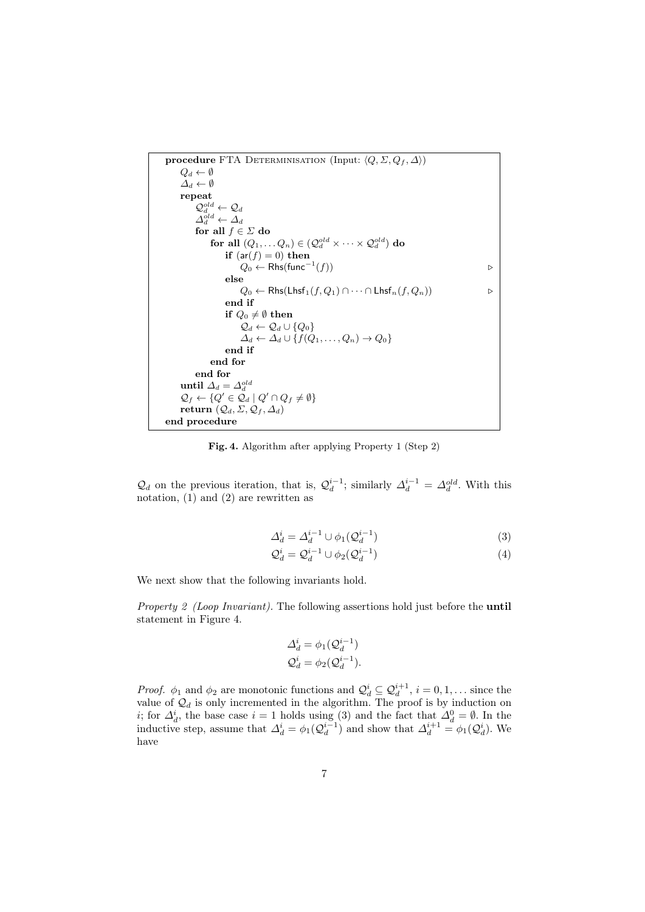```
procedure FTA DETERMINISATION (Input: ⟨Q, Σ, Q_f, Δ⟩)
    Q_d ← ∅
    Δ_d ← ∅
    repeat
        Q_d^old ← Q_d
        Δ_d^old ← Δ_d
        for all f ∈ Σ do
            for all (Q_1, ... Q_n) ∈ (Q_d^old × ··· × Q_d^old) do
                if (ar(f) = 0) then
                    Q_0 ← Rhs(func^{-1}(f))                              ▷
                else
                    Q_0 ← Rhs(Lhsf_1(f, Q_1) ∩ ··· ∩ Lhsf_n(f, Q_n))      ▷
                end if
                if Q_0 ≠ ∅ then
                    Q_d ← Q_d ∪ {Q_0}
                    Δ_d ← Δ_d ∪ {f(Q_1, ..., Q_n) → Q_0}
                end if
            end for
        end for
    until Δ_d = Δ_d^old
    Q_f ← {Q' ∈ Q_d | Q' ∩ Q_f ≠ ∅}
    return (Q_d, Σ, Q_f, Δ_d)
end procedure
```

**Fig. 4.** Algorithm after applying Property 1 (Step 2)

$\mathcal{Q}_d$ on the previous iteration, that is, $\mathcal{Q}_d^{i-1}$; similarly $\Delta_d^{i-1} = \Delta_d^{old}$. With this notation, (1) and (2) are rewritten as

$$\Delta_d^i = \Delta_d^{i-1} \cup \phi_1(\mathcal{Q}_d^{i-1}) \tag{3}$$

$$\mathcal{Q}_d^i = \mathcal{Q}_d^{i-1} \cup \phi_2(\mathcal{Q}_d^{i-1}) \tag{4}$$

We next show that the following invariants hold.

*Property 2 (Loop Invariant).* The following assertions hold just before the **until** statement in Figure 4.

$$\Delta_d^i = \phi_1(\mathcal{Q}_d^{i-1})$$
$$\mathcal{Q}_d^i = \phi_2(\mathcal{Q}_d^{i-1}).$$

*Proof.* $\phi_1$ and $\phi_2$ are monotonic functions and $\mathcal{Q}_d^i \subseteq \mathcal{Q}_d^{i+1}$, $i = 0, 1, \ldots$ since the value of $\mathcal{Q}_d$ is only incremented in the algorithm. The proof is by induction on $i$; for $\Delta_d^i$, the base case $i = 1$ holds using (3) and the fact that $\Delta_d^0 = \emptyset$. In the inductive step, assume that $\Delta_d^i = \phi_1(\mathcal{Q}_d^{i-1})$ and show that $\Delta_d^{i+1} = \phi_1(\mathcal{Q}_d^i)$. We have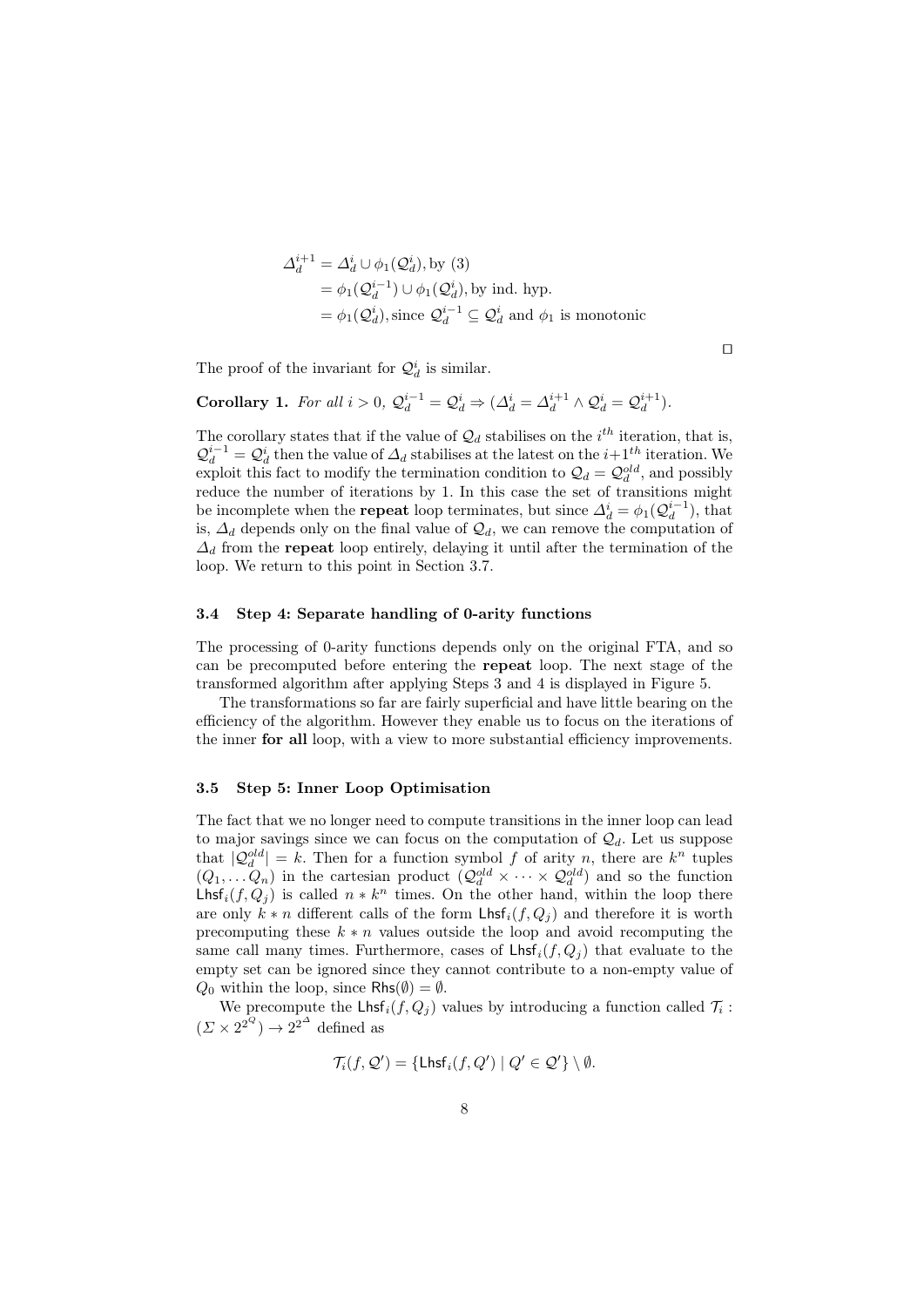$$
\begin{aligned}
\Delta_d^{i+1} &= \Delta_d^i \cup \phi_1(\mathcal{Q}_d^i), \text{by (3)} \\
&= \phi_1(\mathcal{Q}_d^{i-1}) \cup \phi_1(\mathcal{Q}_d^i), \text{by ind. hyp.} \\
&= \phi_1(\mathcal{Q}_d^i), \text{since } \mathcal{Q}_d^{i-1} \subseteq \mathcal{Q}_d^i \text{ and } \phi_1 \text{ is monotonic}
\end{aligned}
$$

□

The proof of the invariant for $\mathcal{Q}_d^i$ is similar.

**Corollary 1.** *For all $i > 0$, $\mathcal{Q}_d^{i-1} = \mathcal{Q}_d^i \Rightarrow (\Delta_d^i = \Delta_d^{i+1} \wedge \mathcal{Q}_d^i = \mathcal{Q}_d^{i+1})$.*

The corollary states that if the value of $\mathcal{Q}_d$ stabilises on the $i^{th}$ iteration, that is, $\mathcal{Q}_d^{i-1} = \mathcal{Q}_d^i$ then the value of $\Delta_d$ stabilises at the latest on the $i{+}1^{th}$ iteration. We exploit this fact to modify the termination condition to $\mathcal{Q}_d = \mathcal{Q}_d^{old}$, and possibly reduce the number of iterations by 1. In this case the set of transitions might be incomplete when the **repeat** loop terminates, but since $\Delta_d^i = \phi_1(\mathcal{Q}_d^{i-1})$, that is, $\Delta_d$ depends only on the final value of $\mathcal{Q}_d$, we can remove the computation of $\Delta_d$ from the **repeat** loop entirely, delaying it until after the termination of the loop. We return to this point in Section 3.7.

### 3.4 Step 4: Separate handling of 0-arity functions

The processing of 0-arity functions depends only on the original FTA, and so can be precomputed before entering the **repeat** loop. The next stage of the transformed algorithm after applying Steps 3 and 4 is displayed in Figure 5.

The transformations so far are fairly superficial and have little bearing on the efficiency of the algorithm. However they enable us to focus on the iterations of the inner **for all** loop, with a view to more substantial efficiency improvements.

### 3.5 Step 5: Inner Loop Optimisation

The fact that we no longer need to compute transitions in the inner loop can lead to major savings since we can focus on the computation of $\mathcal{Q}_d$. Let us suppose that $|\mathcal{Q}_d^{old}| = k$. Then for a function symbol $f$ of arity $n$, there are $k^n$ tuples $(Q_1, \ldots Q_n)$ in the cartesian product $(\mathcal{Q}_d^{old} \times \cdots \times \mathcal{Q}_d^{old})$ and so the function $\mathsf{Lhsf}_i(f, Q_j)$ is called $n * k^n$ times. On the other hand, within the loop there are only $k * n$ different calls of the form $\mathsf{Lhsf}_i(f, Q_j)$ and therefore it is worth precomputing these $k * n$ values outside the loop and avoid recomputing the same call many times. Furthermore, cases of $\mathsf{Lhsf}_i(f, Q_j)$ that evaluate to the empty set can be ignored since they cannot contribute to a non-empty value of $Q_0$ within the loop, since $\mathsf{Rhs}(\emptyset) = \emptyset$.

We precompute the $\mathsf{Lhsf}_i(f, Q_j)$ values by introducing a function called $\mathcal{T}_i : (\Sigma \times 2^{2^Q}) \to 2^{2^\Delta}$ defined as

$$
\mathcal{T}_i(f, \mathcal{Q}') = \{\mathsf{Lhsf}_i(f, Q') \mid Q' \in \mathcal{Q}'\} \setminus \emptyset.
$$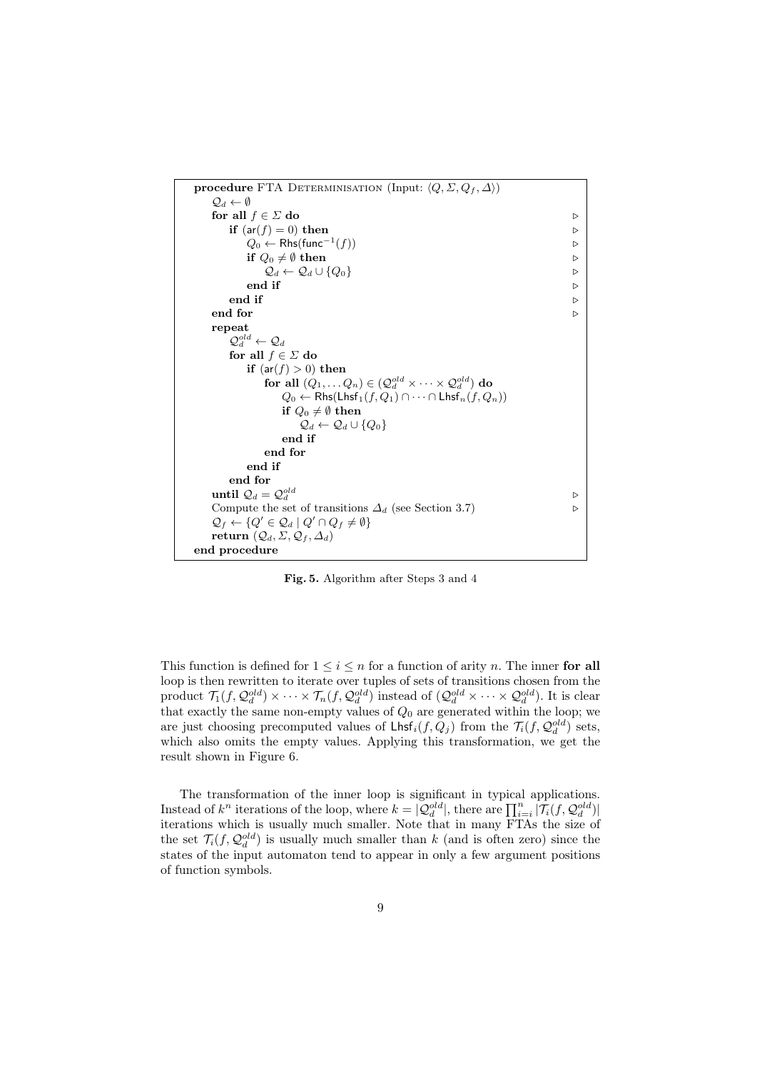```
procedure FTA Determinisation (Input: ⟨Q, Σ, Q_f, Δ⟩)
    𝒬_d ← ∅
    for all f ∈ Σ do                                          ▷
        if (ar(f) = 0) then                                   ▷
            Q_0 ← Rhs(func^{-1}(f))                           ▷
            if Q_0 ≠ ∅ then                                   ▷
                𝒬_d ← 𝒬_d ∪ {Q_0}                             ▷
            end if                                            ▷
        end if                                                ▷
    end for                                                   ▷
    repeat
        𝒬_d^{old} ← 𝒬_d
        for all f ∈ Σ do
            if (ar(f) > 0) then
                for all (Q_1, ... Q_n) ∈ (𝒬_d^{old} × ··· × 𝒬_d^{old}) do
                    Q_0 ← Rhs(Lhsf_1(f, Q_1) ∩ ··· ∩ Lhsf_n(f, Q_n))
                    if Q_0 ≠ ∅ then
                        𝒬_d ← 𝒬_d ∪ {Q_0}
                    end if
                end for
            end if
        end for
    until 𝒬_d = 𝒬_d^{old}                                     ▷
    Compute the set of transitions Δ_d (see Section 3.7)      ▷
    𝒬_f ← {Q' ∈ 𝒬_d | Q' ∩ Q_f ≠ ∅}
    return (𝒬_d, Σ, 𝒬_f, Δ_d)
end procedure
```

**Fig. 5.** Algorithm after Steps 3 and 4

This function is defined for $1 \leq i \leq n$ for a function of arity $n$. The inner **for all** loop is then rewritten to iterate over tuples of sets of transitions chosen from the product $\mathcal{T}_1(f, \mathcal{Q}_d^{old}) \times \cdots \times \mathcal{T}_n(f, \mathcal{Q}_d^{old})$ instead of $(\mathcal{Q}_d^{old} \times \cdots \times \mathcal{Q}_d^{old})$. It is clear that exactly the same non-empty values of $Q_0$ are generated within the loop; we are just choosing precomputed values of $\mathsf{Lhsf}_i(f, Q_j)$ from the $\mathcal{T}_i(f, \mathcal{Q}_d^{old})$ sets, which also omits the empty values. Applying this transformation, we get the result shown in Figure 6.

The transformation of the inner loop is significant in typical applications. Instead of $k^n$ iterations of the loop, where $k = |\mathcal{Q}_d^{old}|$, there are $\prod_{i=i}^{n} |\mathcal{T}_i(f, \mathcal{Q}_d^{old})|$ iterations which is usually much smaller. Note that in many FTAs the size of the set $\mathcal{T}_i(f, \mathcal{Q}_d^{old})$ is usually much smaller than $k$ (and is often zero) since the states of the input automaton tend to appear in only a few argument positions of function symbols.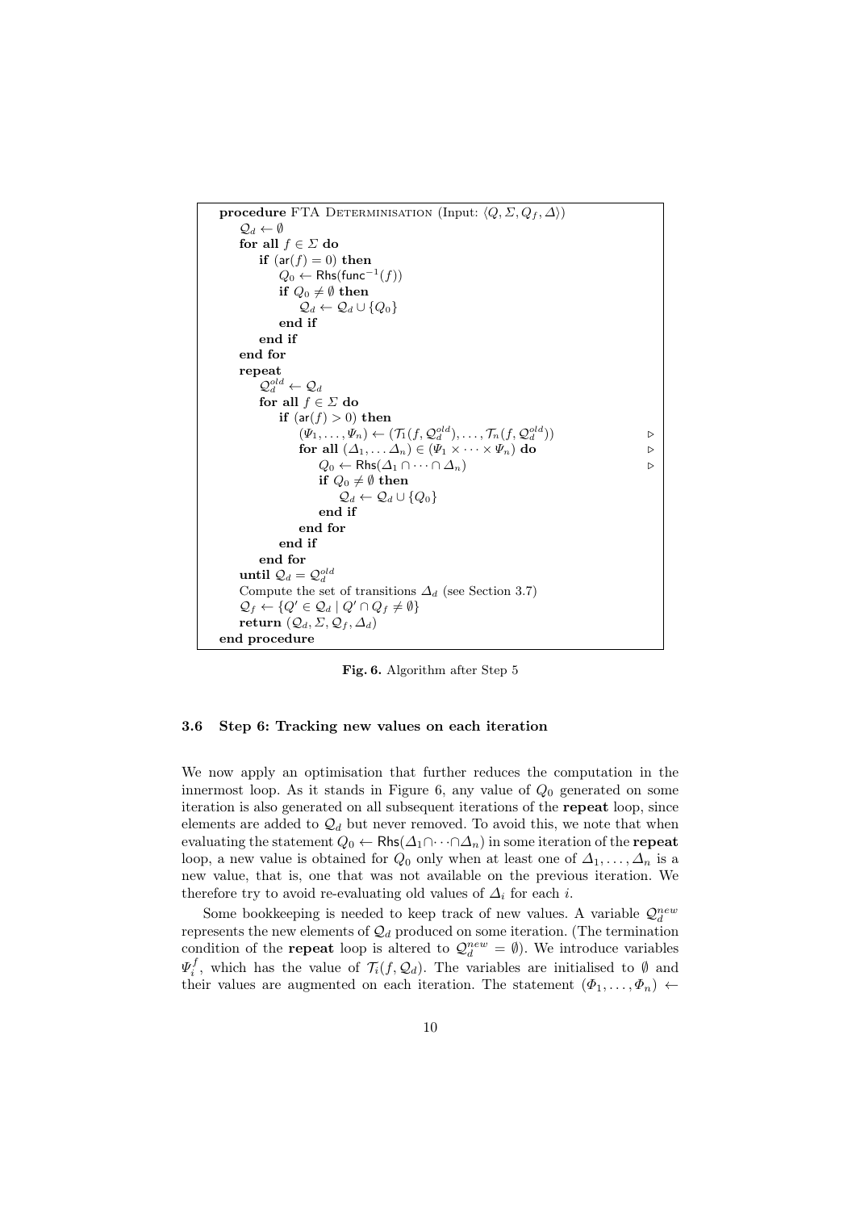```
procedure FTA Determinisation (Input: ⟨Q, Σ, Q_f, Δ⟩)
    𝒬_d ← ∅
    for all f ∈ Σ do
        if (ar(f) = 0) then
            Q_0 ← Rhs(func⁻¹(f))
            if Q_0 ≠ ∅ then
                𝒬_d ← 𝒬_d ∪ {Q_0}
            end if
        end if
    end for
    repeat
        𝒬_d^old ← 𝒬_d
        for all f ∈ Σ do
            if (ar(f) > 0) then
                (Ψ_1, ..., Ψ_n) ← (𝒯_1(f, 𝒬_d^old), ..., 𝒯_n(f, 𝒬_d^old))      ▷
                for all (Δ_1, ... Δ_n) ∈ (Ψ_1 × ··· × Ψ_n) do                 ▷
                    Q_0 ← Rhs(Δ_1 ∩ ··· ∩ Δ_n)                               ▷
                    if Q_0 ≠ ∅ then
                        𝒬_d ← 𝒬_d ∪ {Q_0}
                    end if
                end for
            end if
        end for
    until 𝒬_d = 𝒬_d^old
    Compute the set of transitions Δ_d (see Section 3.7)
    𝒬_f ← {Q' ∈ 𝒬_d | Q' ∩ Q_f ≠ ∅}
    return (𝒬_d, Σ, 𝒬_f, Δ_d)
end procedure
```

**Fig. 6.** Algorithm after Step 5

### 3.6 Step 6: Tracking new values on each iteration

We now apply an optimisation that further reduces the computation in the innermost loop. As it stands in Figure 6, any value of $Q_0$ generated on some iteration is also generated on all subsequent iterations of the **repeat** loop, since elements are added to $\mathcal{Q}_d$ but never removed. To avoid this, we note that when evaluating the statement $Q_0 \leftarrow \mathsf{Rhs}(\Delta_1 \cap \cdots \cap \Delta_n)$ in some iteration of the **repeat** loop, a new value is obtained for $Q_0$ only when at least one of $\Delta_1, \ldots, \Delta_n$ is a new value, that is, one that was not available on the previous iteration. We therefore try to avoid re-evaluating old values of $\Delta_i$ for each $i$.

Some bookkeeping is needed to keep track of new values. A variable $\mathcal{Q}_d^{new}$ represents the new elements of $\mathcal{Q}_d$ produced on some iteration. (The termination condition of the **repeat** loop is altered to $\mathcal{Q}_d^{new} = \emptyset$). We introduce variables $\Psi_i^f$, which has the value of $\mathcal{T}_i(f, \mathcal{Q}_d)$. The variables are initialised to $\emptyset$ and their values are augmented on each iteration. The statement $(\Phi_1, \ldots, \Phi_n) \leftarrow$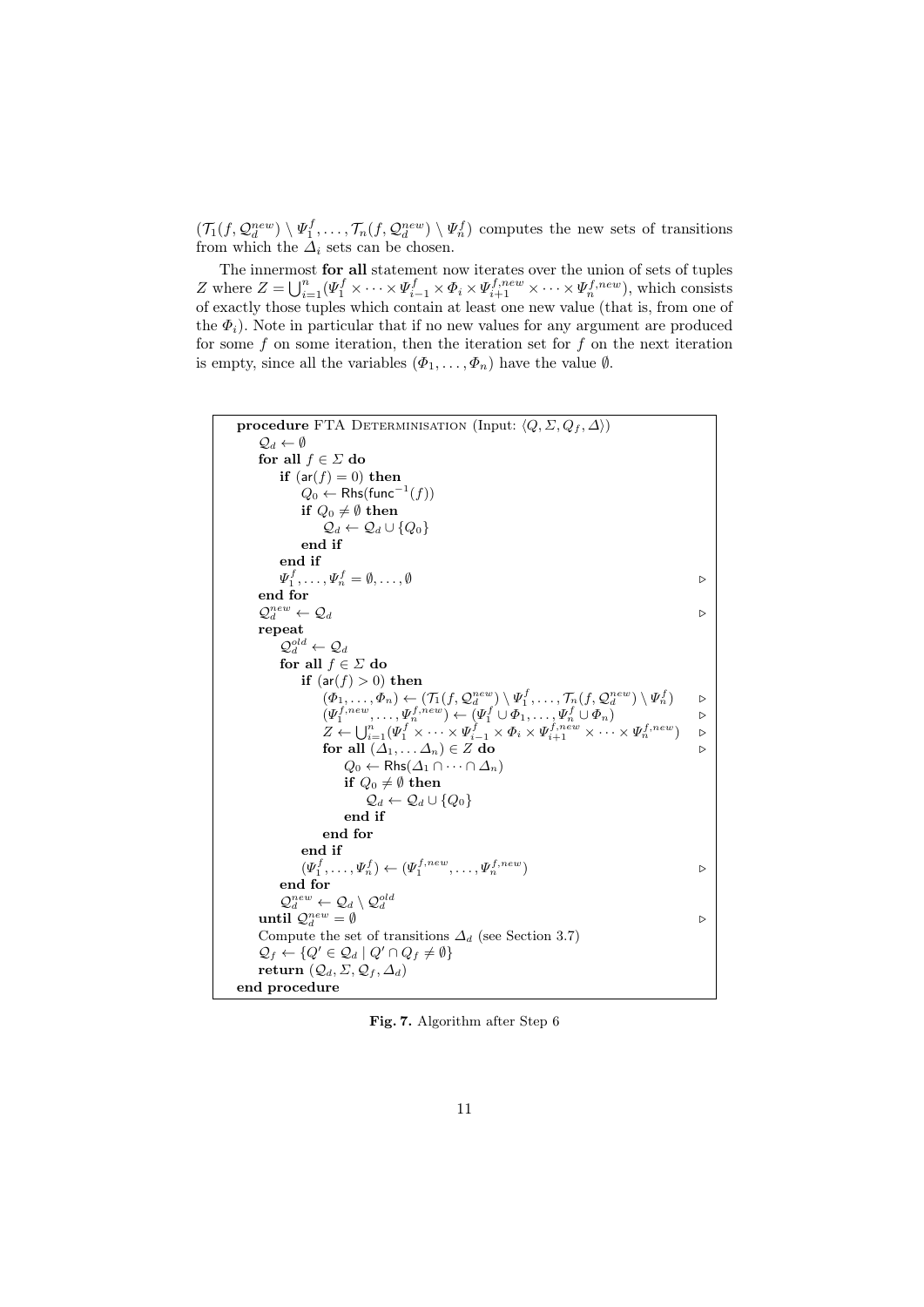$(\mathcal{T}_1(f, \mathcal{Q}_d^{new}) \setminus \Psi_1^f, \ldots, \mathcal{T}_n(f, \mathcal{Q}_d^{new}) \setminus \Psi_n^f)$ computes the new sets of transitions from which the $\Delta_i$ sets can be chosen.

The innermost **for all** statement now iterates over the union of sets of tuples $Z$ where $Z = \bigcup_{i=1}^{n}(\Psi_1^f \times \cdots \times \Psi_{i-1}^f \times \Phi_i \times \Psi_{i+1}^{f,new} \times \cdots \times \Psi_n^{f,new})$, which consists of exactly those tuples which contain at least one new value (that is, from one of the $\Phi_i$). Note in particular that if no new values for any argument are produced for some $f$ on some iteration, then the iteration set for $f$ on the next iteration is empty, since all the variables $(\Phi_1, \ldots, \Phi_n)$ have the value $\emptyset$.

```
procedure FTA Determinisation (Input: ⟨Q, Σ, Q_f, Δ⟩)
    𝒬_d ← ∅
    for all f ∈ Σ do
        if (ar(f) = 0) then
            Q_0 ← Rhs(func⁻¹(f))
            if Q_0 ≠ ∅ then
                𝒬_d ← 𝒬_d ∪ {Q_0}
            end if
        end if
        Ψ_1^f, ..., Ψ_n^f = ∅, ..., ∅                                              ▷
    end for
    𝒬_d^new ← 𝒬_d                                                                  ▷
    repeat
        𝒬_d^old ← 𝒬_d
        for all f ∈ Σ do
            if (ar(f) > 0) then
                (Φ_1, ..., Φ_n) ← (𝒯_1(f, 𝒬_d^new) \ Ψ_1^f, ..., 𝒯_n(f, 𝒬_d^new) \ Ψ_n^f)      ▷
                (Ψ_1^{f,new}, ..., Ψ_n^{f,new}) ← (Ψ_1^f ∪ Φ_1, ..., Ψ_n^f ∪ Φ_n)          ▷
                Z ← ⋃_{i=1}^n (Ψ_1^f × ··· × Ψ_{i-1}^f × Φ_i × Ψ_{i+1}^{f,new} × ··· × Ψ_n^{f,new})   ▷
                for all (Δ_1, ... Δ_n) ∈ Z do                                      ▷
                    Q_0 ← Rhs(Δ_1 ∩ ··· ∩ Δ_n)
                    if Q_0 ≠ ∅ then
                        𝒬_d ← 𝒬_d ∪ {Q_0}
                    end if
                end for
            end if
            (Ψ_1^f, ..., Ψ_n^f) ← (Ψ_1^{f,new}, ..., Ψ_n^{f,new})                  ▷
        end for
        𝒬_d^new ← 𝒬_d \ 𝒬_d^old
    until 𝒬_d^new = ∅                                                              ▷
    Compute the set of transitions Δ_d (see Section 3.7)
    𝒬_f ← {Q' ∈ 𝒬_d | Q' ∩ Q_f ≠ ∅}
    return (𝒬_d, Σ, 𝒬_f, Δ_d)
end procedure
```

**Fig. 7.** Algorithm after Step 6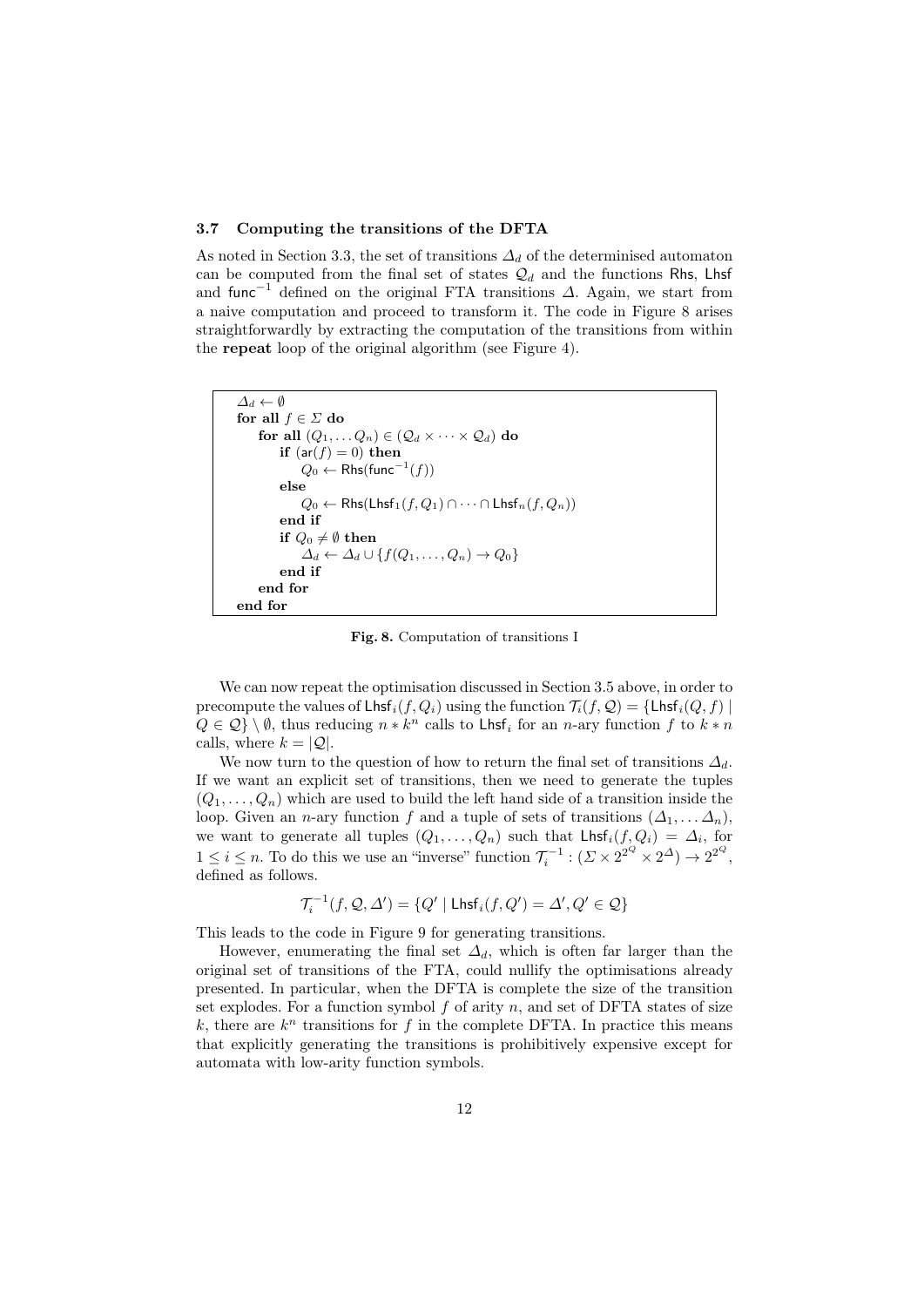### 3.7 Computing the transitions of the DFTA

As noted in Section 3.3, the set of transitions $\Delta_d$ of the determinised automaton can be computed from the final set of states $\mathcal{Q}_d$ and the functions $\mathsf{Rhs}$, $\mathsf{Lhsf}$ and $\mathsf{func}^{-1}$ defined on the original FTA transitions $\Delta$. Again, we start from a naive computation and proceed to transform it. The code in Figure 8 arises straightforwardly by extracting the computation of the transitions from within the **repeat** loop of the original algorithm (see Figure 4).

```
Δ_d ← ∅
for all f ∈ Σ do
    for all (Q_1, ... Q_n) ∈ (Q_d × ··· × Q_d) do
        if (ar(f) = 0) then
            Q_0 ← Rhs(func^{-1}(f))
        else
            Q_0 ← Rhs(Lhsf_1(f, Q_1) ∩ ··· ∩ Lhsf_n(f, Q_n))
        end if
        if Q_0 ≠ ∅ then
            Δ_d ← Δ_d ∪ {f(Q_1, ..., Q_n) → Q_0}
        end if
    end for
end for
```

**Fig. 8.** Computation of transitions I

We can now repeat the optimisation discussed in Section 3.5 above, in order to precompute the values of $\mathsf{Lhsf}_i(f, Q_i)$ using the function $\mathcal{T}_i(f, \mathcal{Q}) = \{\mathsf{Lhsf}_i(Q, f) \mid Q \in \mathcal{Q}\} \setminus \emptyset$, thus reducing $n * k^n$ calls to $\mathsf{Lhsf}_i$ for an $n$-ary function $f$ to $k * n$ calls, where $k = |\mathcal{Q}|$.

We now turn to the question of how to return the final set of transitions $\Delta_d$. If we want an explicit set of transitions, then we need to generate the tuples $(Q_1, \ldots, Q_n)$ which are used to build the left hand side of a transition inside the loop. Given an $n$-ary function $f$ and a tuple of sets of transitions $(\Delta_1, \ldots \Delta_n)$, we want to generate all tuples $(Q_1, \ldots, Q_n)$ such that $\mathsf{Lhsf}_i(f, Q_i) = \Delta_i$, for $1 \leq i \leq n$. To do this we use an "inverse" function $\mathcal{T}_i^{-1} : (\Sigma \times 2^{2^Q} \times 2^{\Delta}) \rightarrow 2^{2^Q}$, defined as follows.

$$\mathcal{T}_i^{-1}(f, \mathcal{Q}, \Delta') = \{Q' \mid \mathsf{Lhsf}_i(f, Q') = \Delta', Q' \in \mathcal{Q}\}$$

This leads to the code in Figure 9 for generating transitions.

However, enumerating the final set $\Delta_d$, which is often far larger than the original set of transitions of the FTA, could nullify the optimisations already presented. In particular, when the DFTA is complete the size of the transition set explodes. For a function symbol $f$ of arity $n$, and set of DFTA states of size $k$, there are $k^n$ transitions for $f$ in the complete DFTA. In practice this means that explicitly generating the transitions is prohibitively expensive except for automata with low-arity function symbols.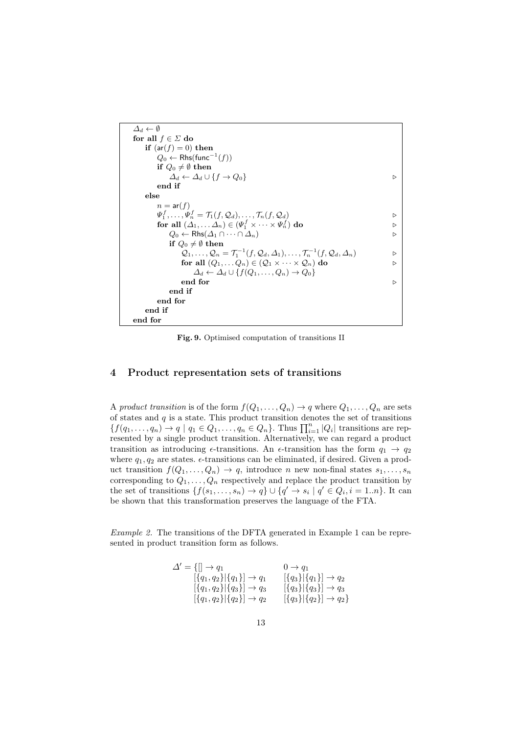```
Δ_d ← ∅
for all f ∈ Σ do
    if (ar(f) = 0) then
        Q_0 ← Rhs(func^{-1}(f))
        if Q_0 ≠ ∅ then
            Δ_d ← Δ_d ∪ {f → Q_0}                                              ▷
        end if
    else
        n = ar(f)
        Ψ_1^f, ..., Ψ_n^f = T_1(f, Q_d), ..., T_n(f, Q_d)                      ▷
        for all (Δ_1, ... Δ_n) ∈ (Ψ_1^f × ··· × Ψ_n^f) do                       ▷
            Q_0 ← Rhs(Δ_1 ∩ ··· ∩ Δ_n)                                         ▷
            if Q_0 ≠ ∅ then
                𝒬_1, ..., 𝒬_n = T_1^{-1}(f, Q_d, Δ_1), ..., T_n^{-1}(f, Q_d, Δ_n)  ▷
                for all (Q_1, ... Q_n) ∈ (𝒬_1 × ··· × 𝒬_n) do                   ▷
                    Δ_d ← Δ_d ∪ {f(Q_1, ..., Q_n) → Q_0}
                end for                                                        ▷
            end if
        end for
    end if
end for
```

**Fig. 9.** Optimised computation of transitions II

## 4 Product representation sets of transitions

A *product transition* is of the form $f(Q_1, \ldots, Q_n) \to q$ where $Q_1, \ldots, Q_n$ are sets of states and $q$ is a state. This product transition denotes the set of transitions $\{f(q_1, \ldots, q_n) \to q \mid q_1 \in Q_1, \ldots, q_n \in Q_n\}$. Thus $\prod_{i=1}^{n} |Q_i|$ transitions are represented by a single product transition. Alternatively, we can regard a product transition as introducing $\epsilon$-transitions. An $\epsilon$-transition has the form $q_1 \to q_2$ where $q_1, q_2$ are states. $\epsilon$-transitions can be eliminated, if desired. Given a product transition $f(Q_1, \ldots, Q_n) \to q$, introduce $n$ new non-final states $s_1, \ldots, s_n$ corresponding to $Q_1, \ldots, Q_n$ respectively and replace the product transition by the set of transitions $\{f(s_1, \ldots, s_n) \to q\} \cup \{q' \to s_i \mid q' \in Q_i, i = 1..n\}$. It can be shown that this transformation preserves the language of the FTA.

*Example 2.* The transitions of the DFTA generated in Example 1 can be represented in product transition form as follows.

$$
\begin{array}{lll}
\Delta' = \{ & [] \to q_1 & 0 \to q_1 \\
& [\{q_1, q_2\}|\{q_1\}] \to q_1 & [\{q_3\}|\{q_1\}] \to q_2 \\
& [\{q_1, q_2\}|\{q_3\}] \to q_3 & [\{q_3\}|\{q_3\}] \to q_3 \\
& [\{q_1, q_2\}|\{q_2\}] \to q_2 & [\{q_3\}|\{q_2\}] \to q_2 \}
\end{array}
$$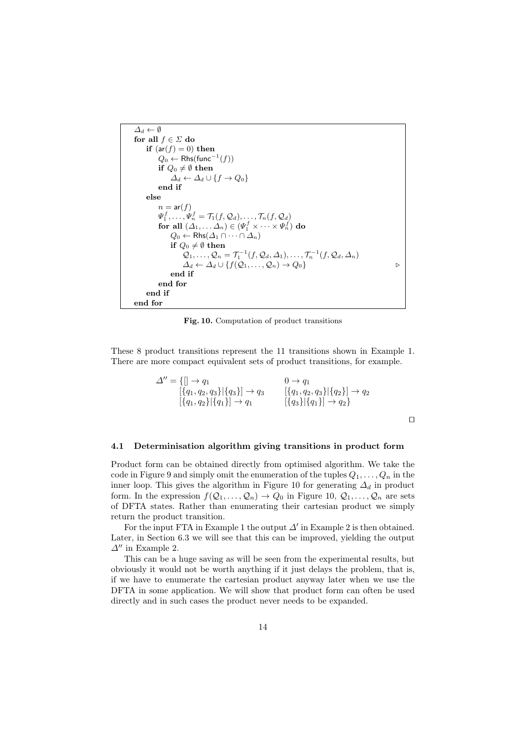```
Δ_d ← ∅
for all f ∈ Σ do
    if (ar(f) = 0) then
        Q_0 ← Rhs(func^{-1}(f))
        if Q_0 ≠ ∅ then
            Δ_d ← Δ_d ∪ {f → Q_0}
        end if
    else
        n = ar(f)
        Ψ_1^f, ..., Ψ_n^f = T_1(f, Q_d), ..., T_n(f, Q_d)
        for all (Δ_1, ... Δ_n) ∈ (Ψ_1^f × ··· × Ψ_n^f) do
            Q_0 ← Rhs(Δ_1 ∩ ··· ∩ Δ_n)
            if Q_0 ≠ ∅ then
                𝒬_1, ..., 𝒬_n = T_1^{-1}(f, Q_d, Δ_1), ..., T_n^{-1}(f, Q_d, Δ_n)
                Δ_d ← Δ_d ∪ {f(𝒬_1, ..., 𝒬_n) → Q_0}                ▷
            end if
        end for
    end if
end for
```

**Fig. 10.** Computation of product transitions

These 8 product transitions represent the 11 transitions shown in Example 1. There are more compact equivalent sets of product transitions, for example.

$$
\begin{array}{ll}
\Delta'' = \{[] \rightarrow q_1 & 0 \rightarrow q_1 \\
\quad [\{q_1, q_2, q_3\}|\{q_3\}] \rightarrow q_3 & [\{q_1, q_2, q_3\}|\{q_2\}] \rightarrow q_2 \\
\quad [\{q_1, q_2\}|\{q_1\}] \rightarrow q_1 & [\{q_3\}|\{q_1\}] \rightarrow q_2\}
\end{array}
$$

□

### 4.1 Determinisation algorithm giving transitions in product form

Product form can be obtained directly from optimised algorithm. We take the code in Figure 9 and simply omit the enumeration of the tuples $Q_1, \ldots, Q_n$ in the inner loop. This gives the algorithm in Figure 10 for generating $\Delta_d$ in product form. In the expression $f(\mathcal{Q}_1, \ldots, \mathcal{Q}_n) \rightarrow Q_0$ in Figure 10, $\mathcal{Q}_1, \ldots, \mathcal{Q}_n$ are sets of DFTA states. Rather than enumerating their cartesian product we simply return the product transition.

For the input FTA in Example 1 the output $\Delta'$ in Example 2 is then obtained. Later, in Section 6.3 we will see that this can be improved, yielding the output $\Delta''$ in Example 2.

This can be a huge saving as will be seen from the experimental results, but obviously it would not be worth anything if it just delays the problem, that is, if we have to enumerate the cartesian product anyway later when we use the DFTA in some application. We will show that product form can often be used directly and in such cases the product never needs to be expanded.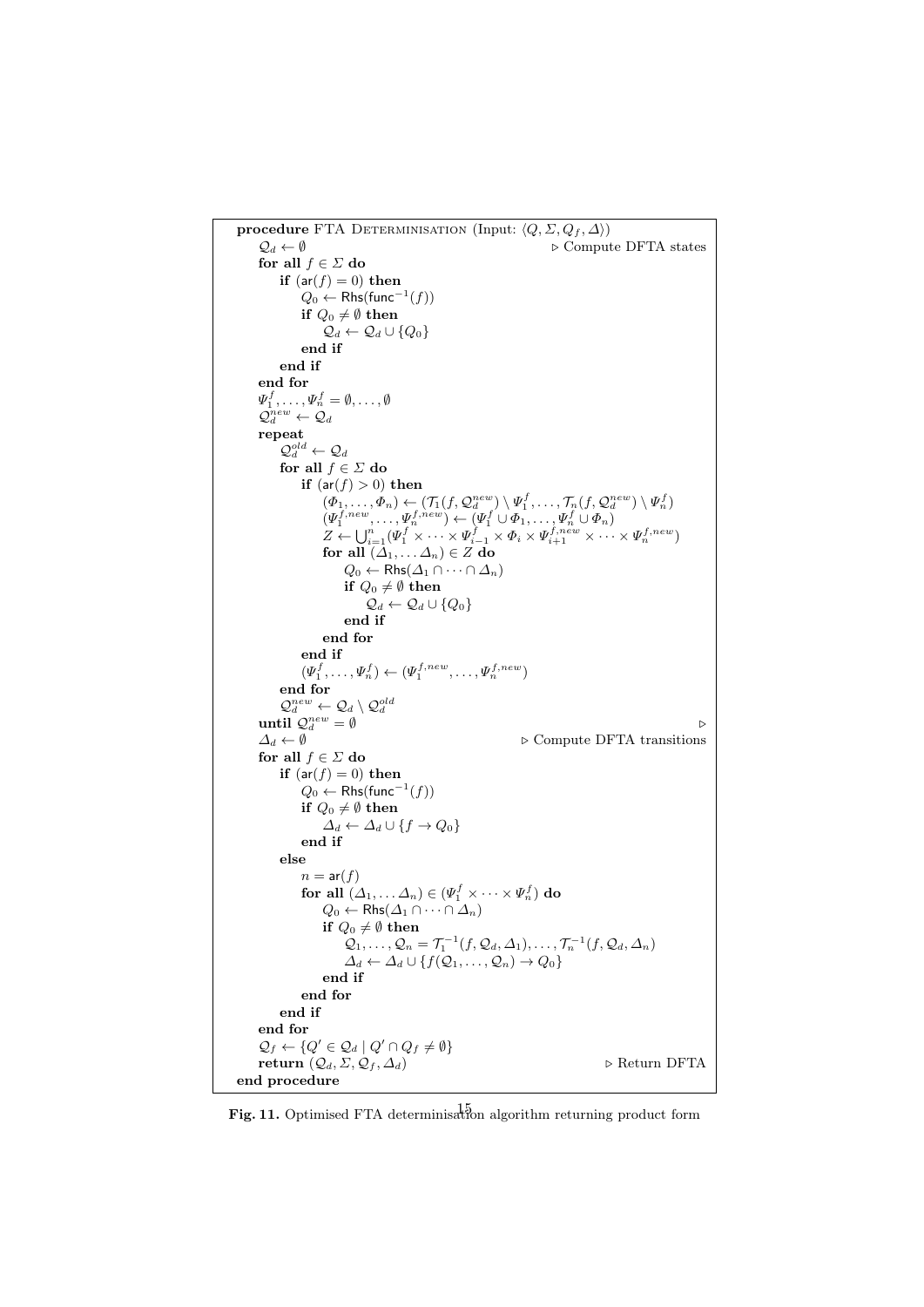```
procedure FTA Determinisation (Input: ⟨Q, Σ, Q_f, Δ⟩)
    𝒬_d ← ∅                                                    ▷ Compute DFTA states
    for all f ∈ Σ do
        if (ar(f) = 0) then
            Q_0 ← Rhs(func⁻¹(f))
            if Q_0 ≠ ∅ then
                𝒬_d ← 𝒬_d ∪ {Q_0}
            end if
        end if
    end for
    Ψ_1^f, ..., Ψ_n^f = ∅, ..., ∅
    𝒬_d^new ← 𝒬_d
    repeat
        𝒬_d^old ← 𝒬_d
        for all f ∈ Σ do
            if (ar(f) > 0) then
                (Φ_1, ..., Φ_n) ← (𝒯_1(f, 𝒬_d^new) \ Ψ_1^f, ..., 𝒯_n(f, 𝒬_d^new) \ Ψ_n^f)
                (Ψ_1^{f,new}, ..., Ψ_n^{f,new}) ← (Ψ_1^f ∪ Φ_1, ..., Ψ_n^f ∪ Φ_n)
                Z ← ⋃_{i=1}^n (Ψ_1^f × ··· × Ψ_{i-1}^f × Φ_i × Ψ_{i+1}^{f,new} × ··· × Ψ_n^{f,new})
                for all (Δ_1, ... Δ_n) ∈ Z do
                    Q_0 ← Rhs(Δ_1 ∩ ··· ∩ Δ_n)
                    if Q_0 ≠ ∅ then
                        𝒬_d ← 𝒬_d ∪ {Q_0}
                    end if
                end for
            end if
            (Ψ_1^f, ..., Ψ_n^f) ← (Ψ_1^{f,new}, ..., Ψ_n^{f,new})
        end for
        𝒬_d^new ← 𝒬_d \ 𝒬_d^old
    until 𝒬_d^new = ∅                                          ▷
    Δ_d ← ∅                                                    ▷ Compute DFTA transitions
    for all f ∈ Σ do
        if (ar(f) = 0) then
            Q_0 ← Rhs(func⁻¹(f))
            if Q_0 ≠ ∅ then
                Δ_d ← Δ_d ∪ {f → Q_0}
            end if
        else
            n = ar(f)
            for all (Δ_1, ... Δ_n) ∈ (Ψ_1^f × ··· × Ψ_n^f) do
                Q_0 ← Rhs(Δ_1 ∩ ··· ∩ Δ_n)
                if Q_0 ≠ ∅ then
                    𝒬_1, ..., 𝒬_n = 𝒯_1⁻¹(f, 𝒬_d, Δ_1), ..., 𝒯_n⁻¹(f, 𝒬_d, Δ_n)
                    Δ_d ← Δ_d ∪ {f(𝒬_1, ..., 𝒬_n) → Q_0}
                end if
            end for
        end if
    end for
    𝒬_f ← {Q' ∈ 𝒬_d | Q' ∩ Q_f ≠ ∅}
    return (𝒬_d, Σ, 𝒬_f, Δ_d)                                  ▷ Return DFTA
end procedure
```

**Fig. 11.** Optimised FTA determinisation algorithm returning product form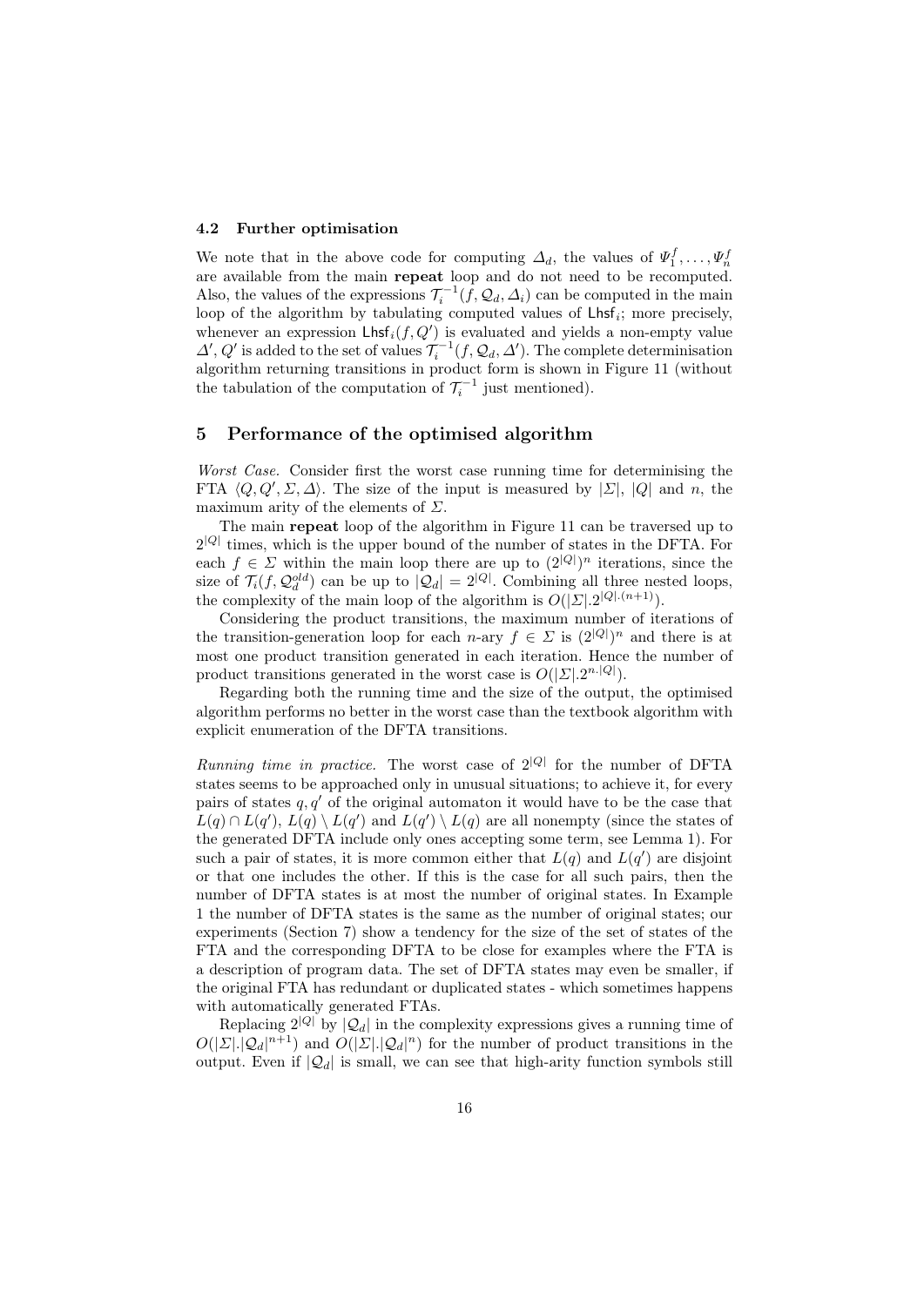### 4.2 Further optimisation

We note that in the above code for computing $\Delta_d$, the values of $\Psi_1^f, \ldots, \Psi_n^f$ are available from the main **repeat** loop and do not need to be recomputed. Also, the values of the expressions $\mathcal{T}_i^{-1}(f, \mathcal{Q}_d, \Delta_i)$ can be computed in the main loop of the algorithm by tabulating computed values of $\mathsf{Lhsf}_i$; more precisely, whenever an expression $\mathsf{Lhsf}_i(f, Q')$ is evaluated and yields a non-empty value $\Delta', Q'$ is added to the set of values $\mathcal{T}_i^{-1}(f, \mathcal{Q}_d, \Delta')$. The complete determinisation algorithm returning transitions in product form is shown in Figure 11 (without the tabulation of the computation of $\mathcal{T}_i^{-1}$ just mentioned).

## 5 Performance of the optimised algorithm

*Worst Case.* Consider first the worst case running time for determinising the FTA $\langle Q, Q', \Sigma, \Delta \rangle$. The size of the input is measured by $|\Sigma|$, $|Q|$ and $n$, the maximum arity of the elements of $\Sigma$.

The main **repeat** loop of the algorithm in Figure 11 can be traversed up to $2^{|Q|}$ times, which is the upper bound of the number of states in the DFTA. For each $f \in \Sigma$ within the main loop there are up to $(2^{|Q|})^n$ iterations, since the size of $\mathcal{T}_i(f, \mathcal{Q}_d^{old})$ can be up to $|\mathcal{Q}_d| = 2^{|Q|}$. Combining all three nested loops, the complexity of the main loop of the algorithm is $O(|\Sigma|.2^{|Q|.(n+1)})$.

Considering the product transitions, the maximum number of iterations of the transition-generation loop for each $n$-ary $f \in \Sigma$ is $(2^{|Q|})^n$ and there is at most one product transition generated in each iteration. Hence the number of product transitions generated in the worst case is $O(|\Sigma|.2^{n.|Q|})$.

Regarding both the running time and the size of the output, the optimised algorithm performs no better in the worst case than the textbook algorithm with explicit enumeration of the DFTA transitions.

*Running time in practice.* The worst case of $2^{|Q|}$ for the number of DFTA states seems to be approached only in unusual situations; to achieve it, for every pairs of states $q, q'$ of the original automaton it would have to be the case that $L(q) \cap L(q')$, $L(q) \setminus L(q')$ and $L(q') \setminus L(q)$ are all nonempty (since the states of the generated DFTA include only ones accepting some term, see Lemma 1). For such a pair of states, it is more common either that $L(q)$ and $L(q')$ are disjoint or that one includes the other. If this is the case for all such pairs, then the number of DFTA states is at most the number of original states. In Example 1 the number of DFTA states is the same as the number of original states; our experiments (Section 7) show a tendency for the size of the set of states of the FTA and the corresponding DFTA to be close for examples where the FTA is a description of program data. The set of DFTA states may even be smaller, if the original FTA has redundant or duplicated states - which sometimes happens with automatically generated FTAs.

Replacing $2^{|Q|}$ by $|\mathcal{Q}_d|$ in the complexity expressions gives a running time of $O(|\Sigma|.|\mathcal{Q}_d|^{n+1})$ and $O(|\Sigma|.|\mathcal{Q}_d|^n)$ for the number of product transitions in the output. Even if $|\mathcal{Q}_d|$ is small, we can see that high-arity function symbols still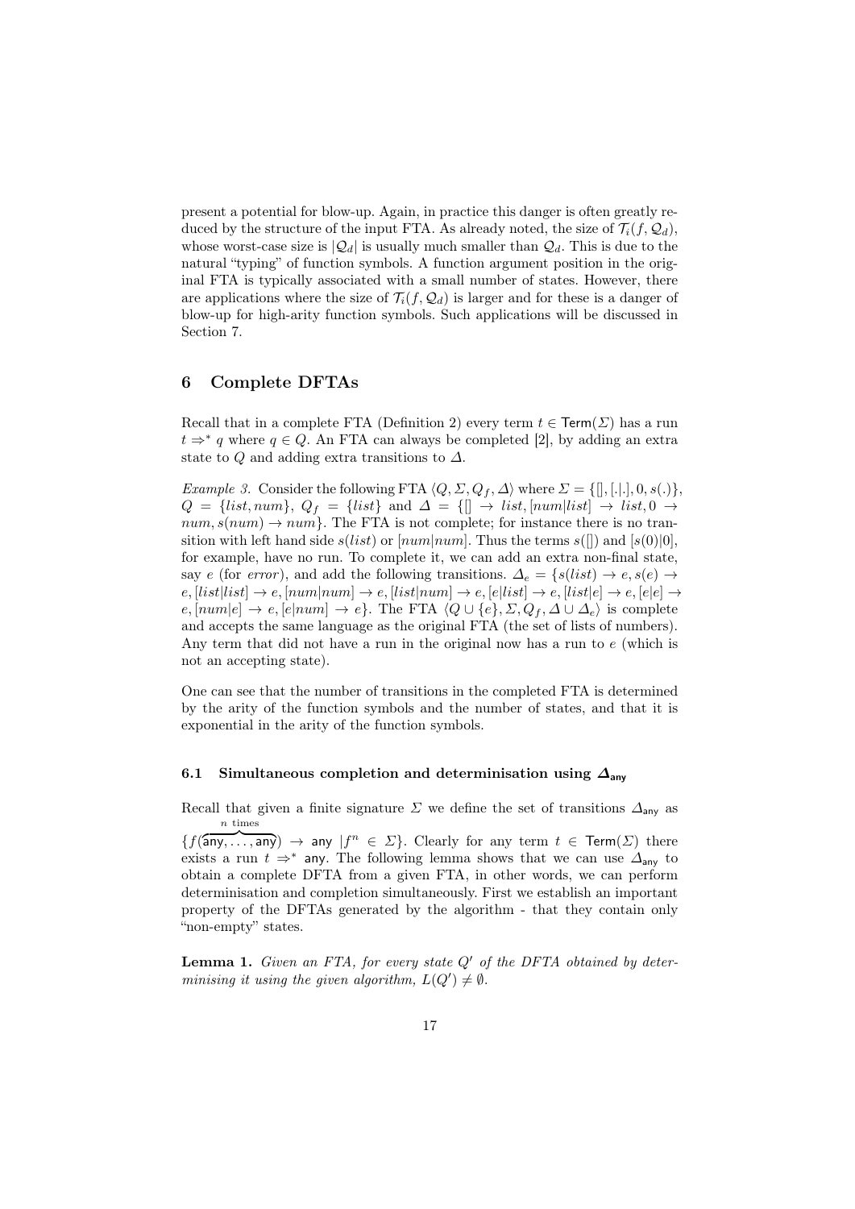present a potential for blow-up. Again, in practice this danger is often greatly reduced by the structure of the input FTA. As already noted, the size of $\mathcal{T}_i(f, \mathcal{Q}_d)$, whose worst-case size is $|\mathcal{Q}_d|$ is usually much smaller than $\mathcal{Q}_d$. This is due to the natural "typing" of function symbols. A function argument position in the original FTA is typically associated with a small number of states. However, there are applications where the size of $\mathcal{T}_i(f, \mathcal{Q}_d)$ is larger and for these is a danger of blow-up for high-arity function symbols. Such applications will be discussed in Section 7.

## 6 Complete DFTAs

Recall that in a complete FTA (Definition 2) every term $t \in \mathsf{Term}(\Sigma)$ has a run $t \Rightarrow^* q$ where $q \in Q$. An FTA can always be completed [2], by adding an extra state to $Q$ and adding extra transitions to $\Delta$.

*Example 3.* Consider the following FTA $\langle Q, \Sigma, Q_f, \Delta \rangle$ where $\Sigma = \{[], [.|.], 0, s(.)\}$, $Q = \{list, num\}$, $Q_f = \{list\}$ and $\Delta = \{[] \rightarrow list, [num|list] \rightarrow list, 0 \rightarrow num, s(num) \rightarrow num\}$. The FTA is not complete; for instance there is no transition with left hand side $s(list)$ or $[num|num]$. Thus the terms $s([])$ and $[s(0)|0]$, for example, have no run. To complete it, we can add an extra non-final state, say $e$ (for *error*), and add the following transitions. $\Delta_e = \{s(list) \rightarrow e, s(e) \rightarrow e, [list|list] \rightarrow e, [num|num] \rightarrow e, [list|num] \rightarrow e, [e|list] \rightarrow e, [list|e] \rightarrow e, [e|e] \rightarrow e, [num|e] \rightarrow e, [e|num] \rightarrow e\}$. The FTA $\langle Q \cup \{e\}, \Sigma, Q_f, \Delta \cup \Delta_e \rangle$ is complete and accepts the same language as the original FTA (the set of lists of numbers). Any term that did not have a run in the original now has a run to $e$ (which is not an accepting state).

One can see that the number of transitions in the completed FTA is determined by the arity of the function symbols and the number of states, and that it is exponential in the arity of the function symbols.

### 6.1 Simultaneous completion and determinisation using $\Delta_{\mathsf{any}}$

Recall that given a finite signature $\Sigma$ we define the set of transitions $\Delta_{\mathsf{any}}$ as $\{f(\overbrace{\mathsf{any}, \ldots, \mathsf{any}}^{n \text{ times}}) \rightarrow \mathsf{any} \mid f^n \in \Sigma\}$. Clearly for any term $t \in \mathsf{Term}(\Sigma)$ there exists a run $t \Rightarrow^* \mathsf{any}$. The following lemma shows that we can use $\Delta_{\mathsf{any}}$ to obtain a complete DFTA from a given FTA, in other words, we can perform determinisation and completion simultaneously. First we establish an important property of the DFTAs generated by the algorithm - that they contain only "non-empty" states.

**Lemma 1.** *Given an FTA, for every state $Q'$ of the DFTA obtained by determinising it using the given algorithm, $L(Q') \neq \emptyset$.*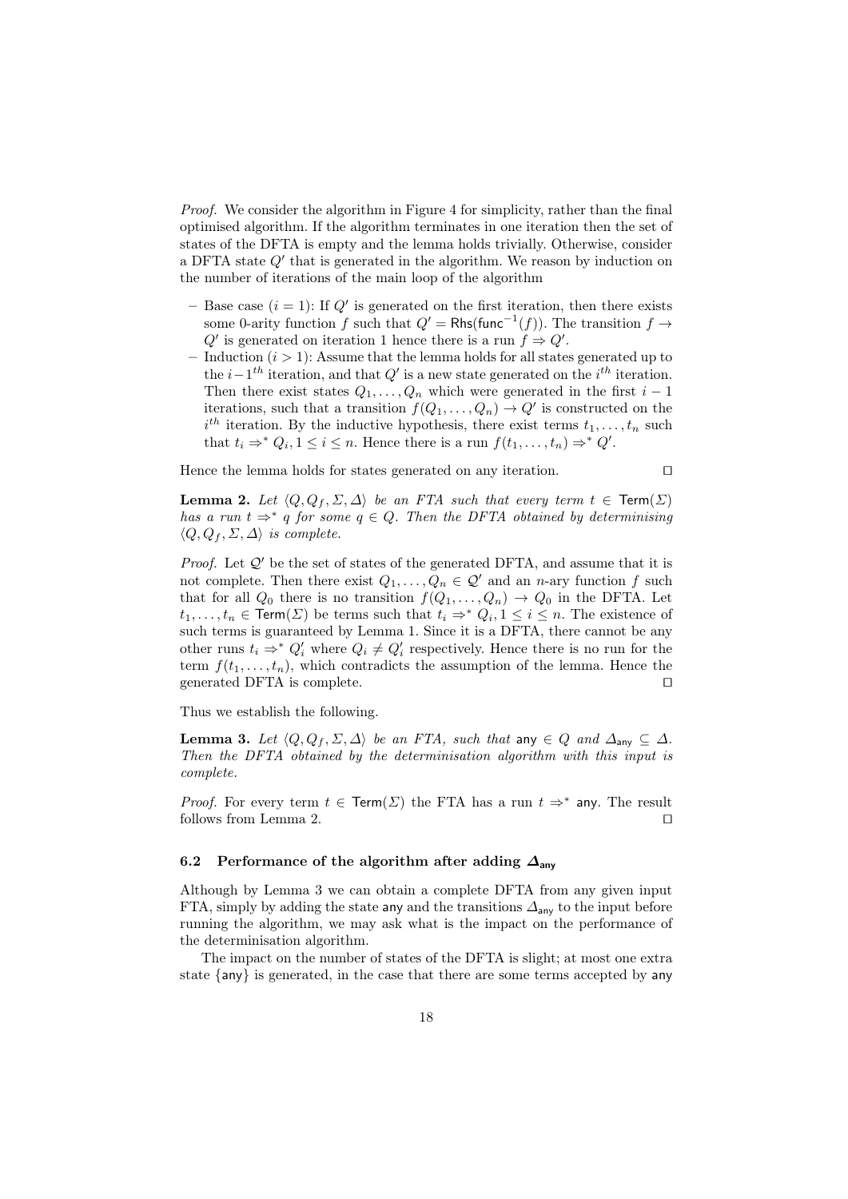*Proof.* We consider the algorithm in Figure 4 for simplicity, rather than the final optimised algorithm. If the algorithm terminates in one iteration then the set of states of the DFTA is empty and the lemma holds trivially. Otherwise, consider a DFTA state $Q'$ that is generated in the algorithm. We reason by induction on the number of iterations of the main loop of the algorithm

- Base case ($i = 1$): If $Q'$ is generated on the first iteration, then there exists some 0-arity function $f$ such that $Q' = \mathsf{Rhs}(\mathsf{func}^{-1}(f))$. The transition $f \rightarrow Q'$ is generated on iteration 1 hence there is a run $f \Rightarrow Q'$.
- Induction ($i > 1$): Assume that the lemma holds for all states generated up to the $i-1^{th}$ iteration, and that $Q'$ is a new state generated on the $i^{th}$ iteration. Then there exist states $Q_1, \ldots, Q_n$ which were generated in the first $i - 1$ iterations, such that a transition $f(Q_1, \ldots, Q_n) \rightarrow Q'$ is constructed on the $i^{th}$ iteration. By the inductive hypothesis, there exist terms $t_1, \ldots, t_n$ such that $t_i \Rightarrow^* Q_i, 1 \leq i \leq n$. Hence there is a run $f(t_1, \ldots, t_n) \Rightarrow^* Q'$.

Hence the lemma holds for states generated on any iteration. □

**Lemma 2.** *Let $\langle Q, Q_f, \Sigma, \Delta \rangle$ be an FTA such that every term $t \in \mathsf{Term}(\Sigma)$ has a run $t \Rightarrow^* q$ for some $q \in Q$. Then the DFTA obtained by determinising $\langle Q, Q_f, \Sigma, \Delta \rangle$ is complete.*

*Proof.* Let $\mathcal{Q}'$ be the set of states of the generated DFTA, and assume that it is not complete. Then there exist $Q_1, \ldots, Q_n \in \mathcal{Q}'$ and an $n$-ary function $f$ such that for all $Q_0$ there is no transition $f(Q_1, \ldots, Q_n) \rightarrow Q_0$ in the DFTA. Let $t_1, \ldots, t_n \in \mathsf{Term}(\Sigma)$ be terms such that $t_i \Rightarrow^* Q_i, 1 \leq i \leq n$. The existence of such terms is guaranteed by Lemma 1. Since it is a DFTA, there cannot be any other runs $t_i \Rightarrow^* Q'_i$ where $Q_i \neq Q'_i$ respectively. Hence there is no run for the term $f(t_1, \ldots, t_n)$, which contradicts the assumption of the lemma. Hence the generated DFTA is complete. □

Thus we establish the following.

**Lemma 3.** *Let $\langle Q, Q_f, \Sigma, \Delta \rangle$ be an FTA, such that $\mathsf{any} \in Q$ and $\Delta_{\mathsf{any}} \subseteq \Delta$. Then the DFTA obtained by the determinisation algorithm with this input is complete.*

*Proof.* For every term $t \in \mathsf{Term}(\Sigma)$ the FTA has a run $t \Rightarrow^* \mathsf{any}$. The result follows from Lemma 2. □

### 6.2 Performance of the algorithm after adding $\Delta_{\mathsf{any}}$

Although by Lemma 3 we can obtain a complete DFTA from any given input FTA, simply by adding the state any and the transitions $\Delta_{\mathsf{any}}$ to the input before running the algorithm, we may ask what is the impact on the performance of the determinisation algorithm.

The impact on the number of states of the DFTA is slight; at most one extra state $\{\mathsf{any}\}$ is generated, in the case that there are some terms accepted by any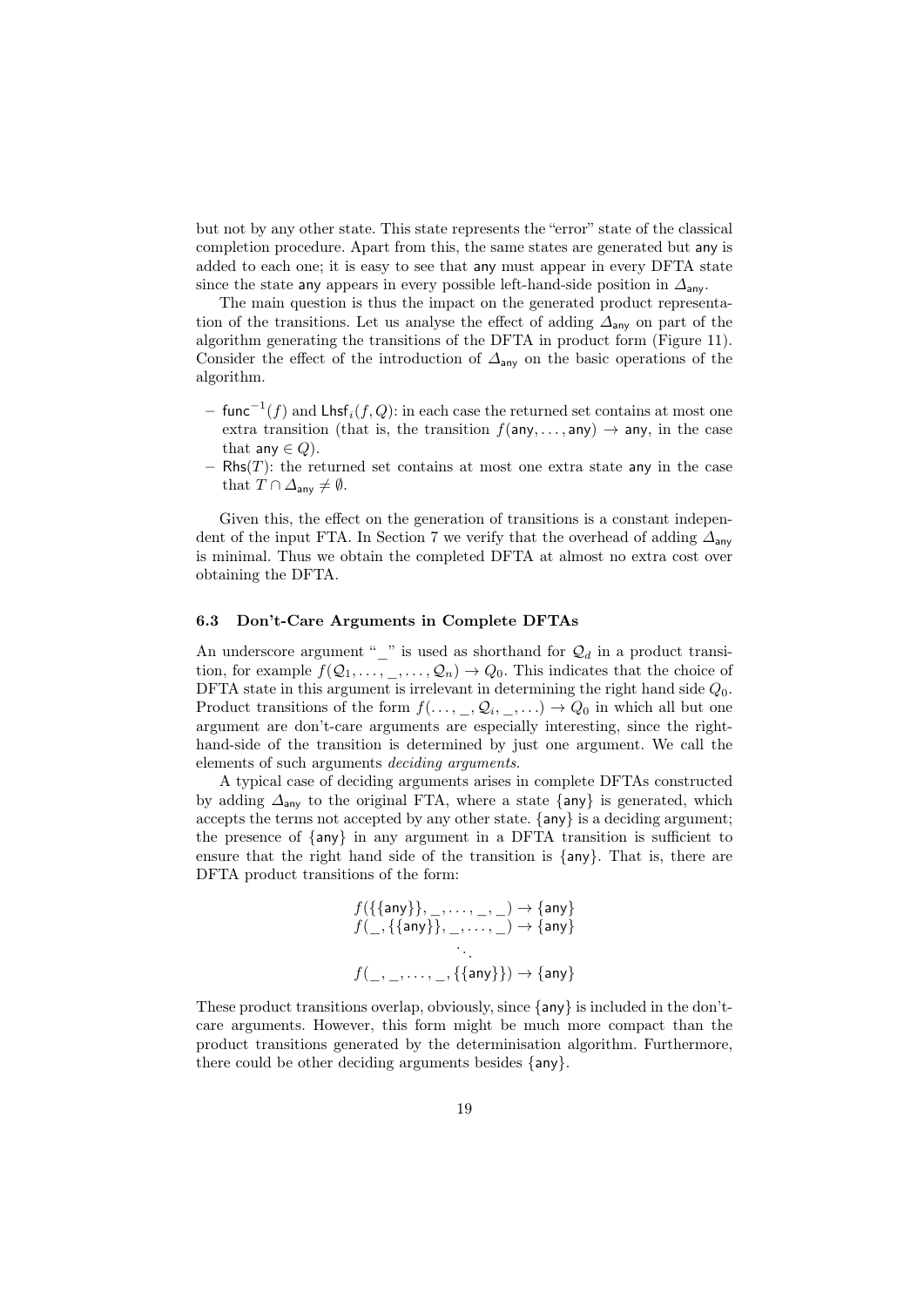but not by any other state. This state represents the "error" state of the classical completion procedure. Apart from this, the same states are generated but any is added to each one; it is easy to see that any must appear in every DFTA state since the state any appears in every possible left-hand-side position in $\Delta_{\mathsf{any}}$.

The main question is thus the impact on the generated product representation of the transitions. Let us analyse the effect of adding $\Delta_{\mathsf{any}}$ on part of the algorithm generating the transitions of the DFTA in product form (Figure 11). Consider the effect of the introduction of $\Delta_{\mathsf{any}}$ on the basic operations of the algorithm.

- $\mathsf{func}^{-1}(f)$ and $\mathsf{Lhsf}_i(f, Q)$: in each case the returned set contains at most one extra transition (that is, the transition $f(\mathsf{any}, \ldots, \mathsf{any}) \rightarrow \mathsf{any}$, in the case that $\mathsf{any} \in Q$).
- $\mathsf{Rhs}(T)$: the returned set contains at most one extra state any in the case that $T \cap \Delta_{\mathsf{any}} \neq \emptyset$.

Given this, the effect on the generation of transitions is a constant independent of the input FTA. In Section 7 we verify that the overhead of adding $\Delta_{\mathsf{any}}$ is minimal. Thus we obtain the completed DFTA at almost no extra cost over obtaining the DFTA.

### 6.3 Don't-Care Arguments in Complete DFTAs

An underscore argument "_" is used as shorthand for $\mathcal{Q}_d$ in a product transition, for example $f(\mathcal{Q}_1, \ldots, \_, \ldots, \mathcal{Q}_n) \rightarrow Q_0$. This indicates that the choice of DFTA state in this argument is irrelevant in determining the right hand side $Q_0$. Product transitions of the form $f(\ldots, \_, \mathcal{Q}_i, \_, \ldots) \rightarrow Q_0$ in which all but one argument are don't-care arguments are especially interesting, since the right-hand-side of the transition is determined by just one argument. We call the elements of such arguments *deciding arguments*.

A typical case of deciding arguments arises in complete DFTAs constructed by adding $\Delta_{\mathsf{any}}$ to the original FTA, where a state $\{\mathsf{any}\}$ is generated, which accepts the terms not accepted by any other state. $\{\mathsf{any}\}$ is a deciding argument; the presence of $\{\mathsf{any}\}$ in any argument in a DFTA transition is sufficient to ensure that the right hand side of the transition is $\{\mathsf{any}\}$. That is, there are DFTA product transitions of the form:

$$
\begin{array}{c}
f(\{\{\mathsf{any}\}\}, \_, \ldots, \_, \_) \rightarrow \{\mathsf{any}\} \\
f(\_, \{\{\mathsf{any}\}\}, \_, \ldots, \_) \rightarrow \{\mathsf{any}\} \\
\ddots \\
f(\_, \_, \ldots, \_, \{\{\mathsf{any}\}\}) \rightarrow \{\mathsf{any}\}
\end{array}
$$

These product transitions overlap, obviously, since $\{\mathsf{any}\}$ is included in the don't-care arguments. However, this form might be much more compact than the product transitions generated by the determinisation algorithm. Furthermore, there could be other deciding arguments besides $\{\mathsf{any}\}$.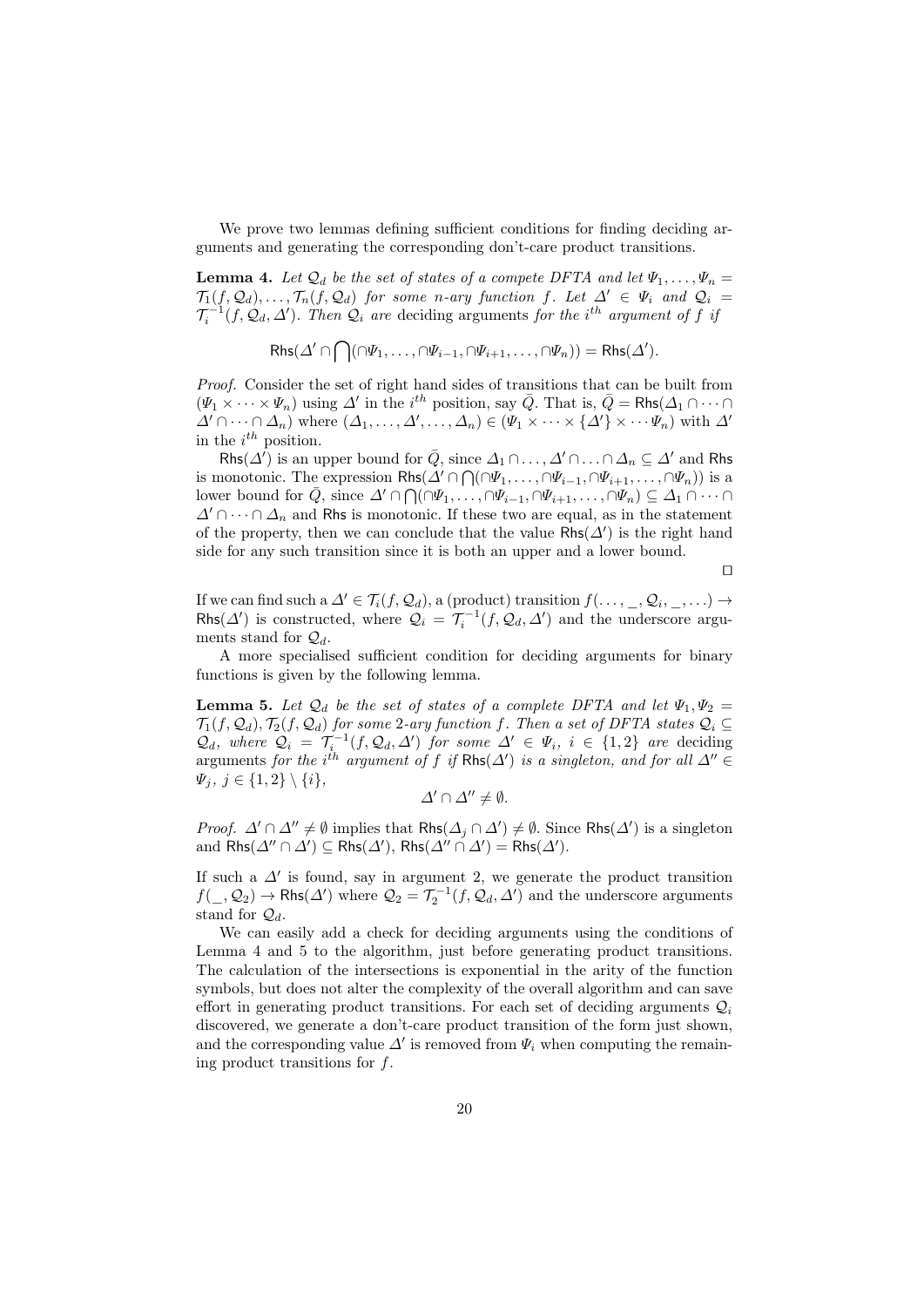We prove two lemmas defining sufficient conditions for finding deciding arguments and generating the corresponding don't-care product transitions.

**Lemma 4.** *Let $\mathcal{Q}_d$ be the set of states of a compete DFTA and let $\Psi_1, \ldots, \Psi_n = \mathcal{T}_1(f, \mathcal{Q}_d), \ldots, \mathcal{T}_n(f, \mathcal{Q}_d)$ for some n-ary function $f$. Let $\Delta' \in \Psi_i$ and $\mathcal{Q}_i = \mathcal{T}_i^{-1}(f, \mathcal{Q}_d, \Delta')$. Then $\mathcal{Q}_i$ are* deciding arguments *for the $i^{th}$ argument of $f$ if*

$$\mathsf{Rhs}(\Delta' \cap \bigcap(\cap\Psi_1, \ldots, \cap\Psi_{i-1}, \cap\Psi_{i+1}, \ldots, \cap\Psi_n)) = \mathsf{Rhs}(\Delta').$$

*Proof.* Consider the set of right hand sides of transitions that can be built from $(\Psi_1 \times \cdots \times \Psi_n)$ using $\Delta'$ in the $i^{th}$ position, say $\bar{Q}$. That is, $\bar{Q} = \mathsf{Rhs}(\Delta_1 \cap \cdots \cap \Delta' \cap \cdots \cap \Delta_n)$ where $(\Delta_1, \ldots, \Delta', \ldots, \Delta_n) \in (\Psi_1 \times \cdots \times \{\Delta'\} \times \cdots \Psi_n)$ with $\Delta'$ in the $i^{th}$ position.

$\mathsf{Rhs}(\Delta')$ is an upper bound for $\bar{Q}$, since $\Delta_1 \cap \ldots, \Delta' \cap \ldots \cap \Delta_n \subseteq \Delta'$ and $\mathsf{Rhs}$ is monotonic. The expression $\mathsf{Rhs}(\Delta' \cap \bigcap(\cap\Psi_1, \ldots, \cap\Psi_{i-1}, \cap\Psi_{i+1}, \ldots, \cap\Psi_n))$ is a lower bound for $\bar{Q}$, since $\Delta' \cap \bigcap(\cap\Psi_1, \ldots, \cap\Psi_{i-1}, \cap\Psi_{i+1}, \ldots, \cap\Psi_n) \subseteq \Delta_1 \cap \cdots \cap \Delta' \cap \cdots \cap \Delta_n$ and $\mathsf{Rhs}$ is monotonic. If these two are equal, as in the statement of the property, then we can conclude that the value $\mathsf{Rhs}(\Delta')$ is the right hand side for any such transition since it is both an upper and a lower bound.

□

If we can find such a $\Delta' \in \mathcal{T}_i(f, \mathcal{Q}_d)$, a (product) transition $f(\ldots, \_, \mathcal{Q}_i, \_, \ldots) \to \mathsf{Rhs}(\Delta')$ is constructed, where $\mathcal{Q}_i = \mathcal{T}_i^{-1}(f, \mathcal{Q}_d, \Delta')$ and the underscore arguments stand for $\mathcal{Q}_d$.

A more specialised sufficient condition for deciding arguments for binary functions is given by the following lemma.

**Lemma 5.** *Let $\mathcal{Q}_d$ be the set of states of a complete DFTA and let $\Psi_1, \Psi_2 = \mathcal{T}_1(f, \mathcal{Q}_d), \mathcal{T}_2(f, \mathcal{Q}_d)$ for some 2-ary function $f$. Then a set of DFTA states $\mathcal{Q}_i \subseteq \mathcal{Q}_d$, where $\mathcal{Q}_i = \mathcal{T}_i^{-1}(f, \mathcal{Q}_d, \Delta')$ for some $\Delta' \in \Psi_i$, $i \in \{1, 2\}$ are* deciding arguments *for the $i^{th}$ argument of $f$ if $\mathsf{Rhs}(\Delta')$ is a singleton, and for all $\Delta'' \in \Psi_j$, $j \in \{1, 2\} \setminus \{i\}$,*

$$\Delta' \cap \Delta'' \neq \emptyset.$$

*Proof.* $\Delta' \cap \Delta'' \neq \emptyset$ implies that $\mathsf{Rhs}(\Delta_j \cap \Delta') \neq \emptyset$. Since $\mathsf{Rhs}(\Delta')$ is a singleton and $\mathsf{Rhs}(\Delta'' \cap \Delta') \subseteq \mathsf{Rhs}(\Delta')$, $\mathsf{Rhs}(\Delta'' \cap \Delta') = \mathsf{Rhs}(\Delta')$.

If such a $\Delta'$ is found, say in argument 2, we generate the product transition $f(\_, \mathcal{Q}_2) \to \mathsf{Rhs}(\Delta')$ where $\mathcal{Q}_2 = \mathcal{T}_2^{-1}(f, \mathcal{Q}_d, \Delta')$ and the underscore arguments stand for $\mathcal{Q}_d$.

We can easily add a check for deciding arguments using the conditions of Lemma 4 and 5 to the algorithm, just before generating product transitions. The calculation of the intersections is exponential in the arity of the function symbols, but does not alter the complexity of the overall algorithm and can save effort in generating product transitions. For each set of deciding arguments $\mathcal{Q}_i$ discovered, we generate a don't-care product transition of the form just shown, and the corresponding value $\Delta'$ is removed from $\Psi_i$ when computing the remaining product transitions for $f$.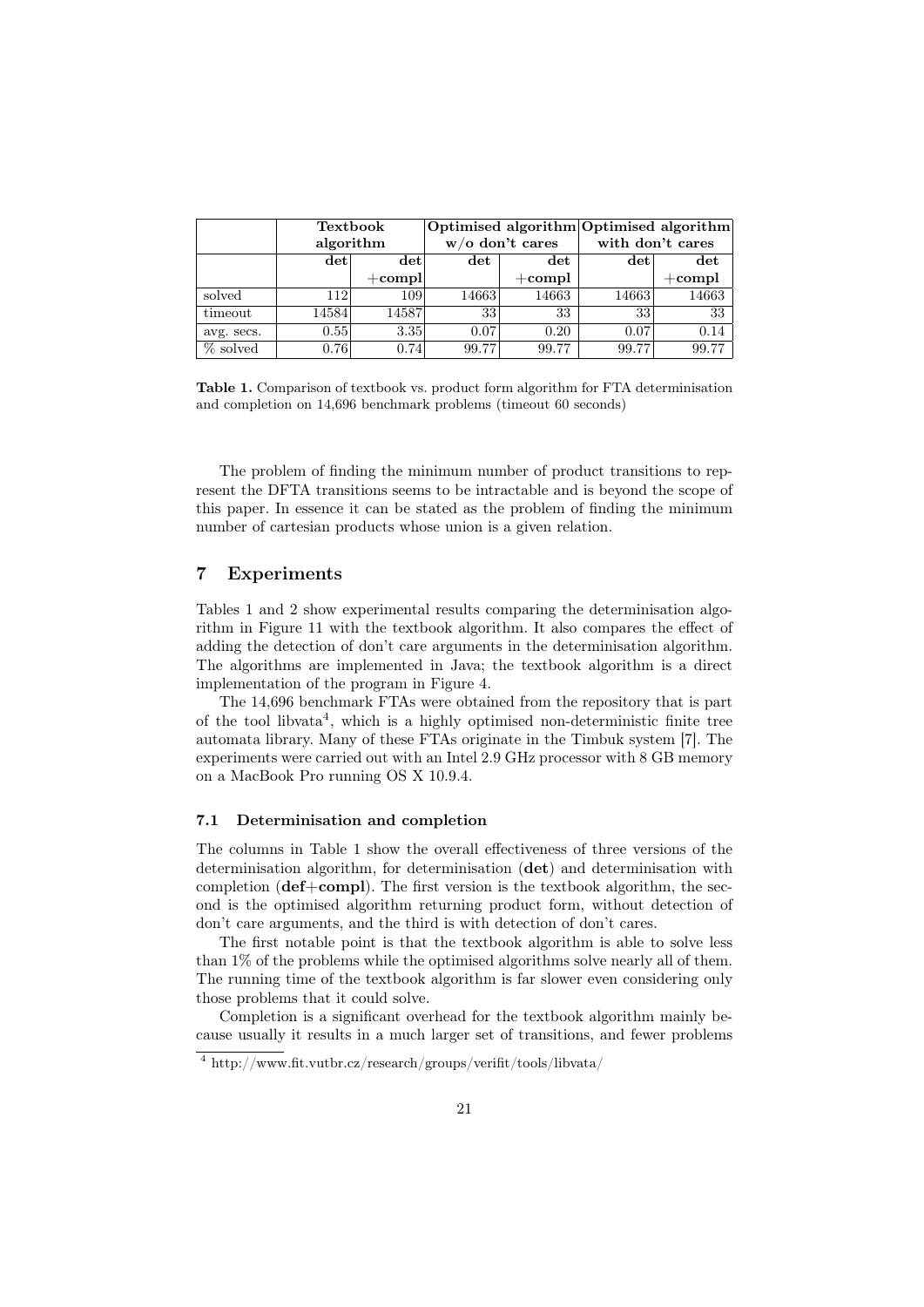| | Textbook algorithm | | Optimised algorithm w/o don't cares | | Optimised algorithm with don't cares | |
|---|---|---|---|---|---|---|
| | **det** | **det +compl** | **det** | **det +compl** | **det** | **det +compl** |
| solved | 112 | 109 | 14663 | 14663 | 14663 | 14663 |
| timeout | 14584 | 14587 | 33 | 33 | 33 | 33 |
| avg. secs. | 0.55 | 3.35 | 0.07 | 0.20 | 0.07 | 0.14 |
| % solved | 0.76 | 0.74 | 99.77 | 99.77 | 99.77 | 99.77 |

**Table 1.** Comparison of textbook vs. product form algorithm for FTA determinisation and completion on 14,696 benchmark problems (timeout 60 seconds)

The problem of finding the minimum number of product transitions to represent the DFTA transitions seems to be intractable and is beyond the scope of this paper. In essence it can be stated as the problem of finding the minimum number of cartesian products whose union is a given relation.

## 7 Experiments

Tables 1 and 2 show experimental results comparing the determinisation algorithm in Figure 11 with the textbook algorithm. It also compares the effect of adding the detection of don't care arguments in the determinisation algorithm. The algorithms are implemented in Java; the textbook algorithm is a direct implementation of the program in Figure 4.

The 14,696 benchmark FTAs were obtained from the repository that is part of the tool libvata[4], which is a highly optimised non-deterministic finite tree automata library. Many of these FTAs originate in the Timbuk system [7]. The experiments were carried out with an Intel 2.9 GHz processor with 8 GB memory on a MacBook Pro running OS X 10.9.4.

### 7.1 Determinisation and completion

The columns in Table 1 show the overall effectiveness of three versions of the determinisation algorithm, for determinisation (**det**) and determinisation with completion (**def+compl**). The first version is the textbook algorithm, the second is the optimised algorithm returning product form, without detection of don't care arguments, and the third is with detection of don't cares.

The first notable point is that the textbook algorithm is able to solve less than 1% of the problems while the optimised algorithms solve nearly all of them. The running time of the textbook algorithm is far slower even considering only those problems that it could solve.

Completion is a significant overhead for the textbook algorithm mainly because usually it results in a much larger set of transitions, and fewer problems

[4] http://www.fit.vutbr.cz/research/groups/verifit/tools/libvata/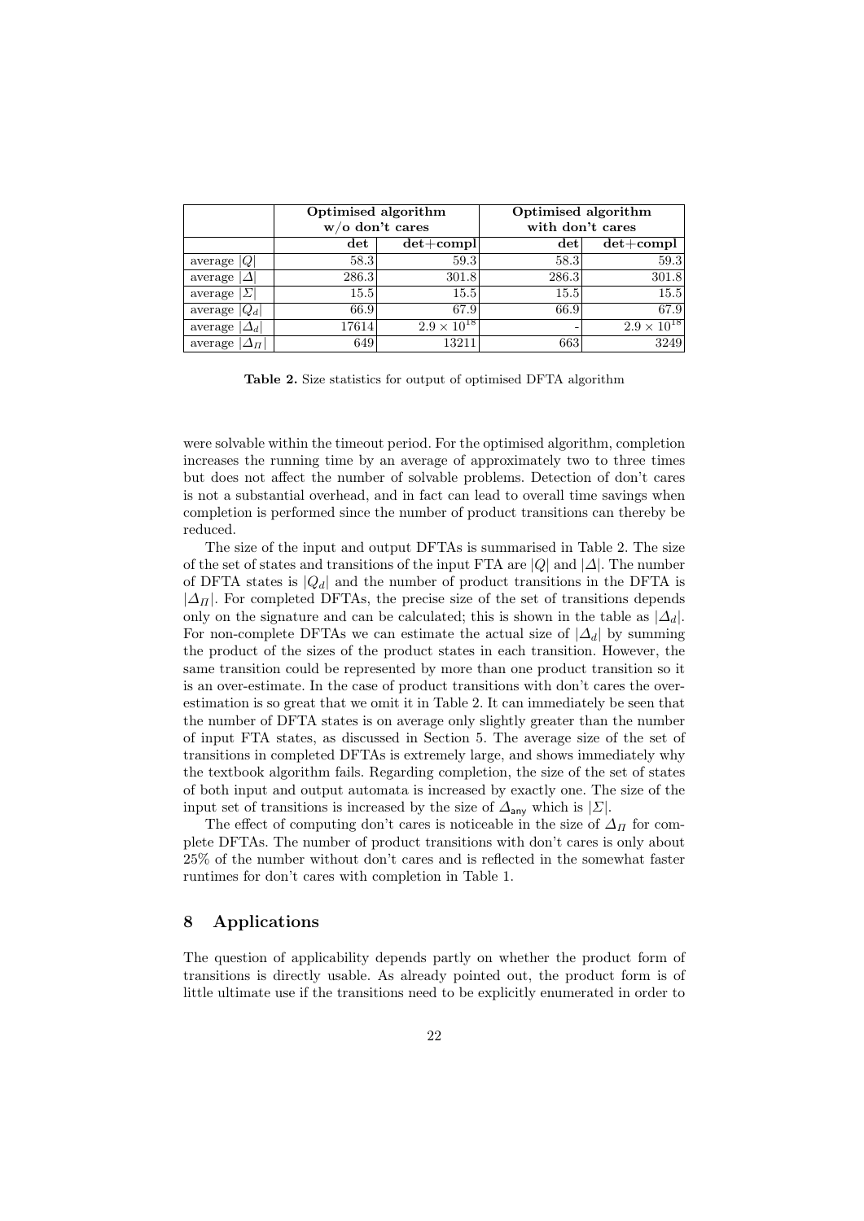| | Optimised algorithm w/o don't cares | | Optimised algorithm with don't cares | |
|---|---|---|---|---|
| | **det** | **det+compl** | **det** | **det+compl** |
| average $\|Q\|$ | 58.3 | 59.3 | 58.3 | 59.3 |
| average $\|\Delta\|$ | 286.3 | 301.8 | 286.3 | 301.8 |
| average $\|\Sigma\|$ | 15.5 | 15.5 | 15.5 | 15.5 |
| average $\|Q_d\|$ | 66.9 | 67.9 | 66.9 | 67.9 |
| average $\|\Delta_d\|$ | 17614 | $2.9 \times 10^{18}$ | - | $2.9 \times 10^{18}$ |
| average $\|\Delta_\Pi\|$ | 649 | 13211 | 663 | 3249 |

**Table 2.** Size statistics for output of optimised DFTA algorithm

were solvable within the timeout period. For the optimised algorithm, completion increases the running time by an average of approximately two to three times but does not affect the number of solvable problems. Detection of don't cares is not a substantial overhead, and in fact can lead to overall time savings when completion is performed since the number of product transitions can thereby be reduced.

The size of the input and output DFTAs is summarised in Table 2. The size of the set of states and transitions of the input FTA are $|Q|$ and $|\Delta|$. The number of DFTA states is $|Q_d|$ and the number of product transitions in the DFTA is $|\Delta_\Pi|$. For completed DFTAs, the precise size of the set of transitions depends only on the signature and can be calculated; this is shown in the table as $|\Delta_d|$. For non-complete DFTAs we can estimate the actual size of $|\Delta_d|$ by summing the product of the sizes of the product states in each transition. However, the same transition could be represented by more than one product transition so it is an over-estimate. In the case of product transitions with don't cares the over-estimation is so great that we omit it in Table 2. It can immediately be seen that the number of DFTA states is on average only slightly greater than the number of input FTA states, as discussed in Section 5. The average size of the set of transitions in completed DFTAs is extremely large, and shows immediately why the textbook algorithm fails. Regarding completion, the size of the set of states of both input and output automata is increased by exactly one. The size of the input set of transitions is increased by the size of $\Delta_{\mathsf{any}}$ which is $|\Sigma|$.

The effect of computing don't cares is noticeable in the size of $\Delta_\Pi$ for complete DFTAs. The number of product transitions with don't cares is only about 25% of the number without don't cares and is reflected in the somewhat faster runtimes for don't cares with completion in Table 1.

## 8 Applications

The question of applicability depends partly on whether the product form of transitions is directly usable. As already pointed out, the product form is of little ultimate use if the transitions need to be explicitly enumerated in order to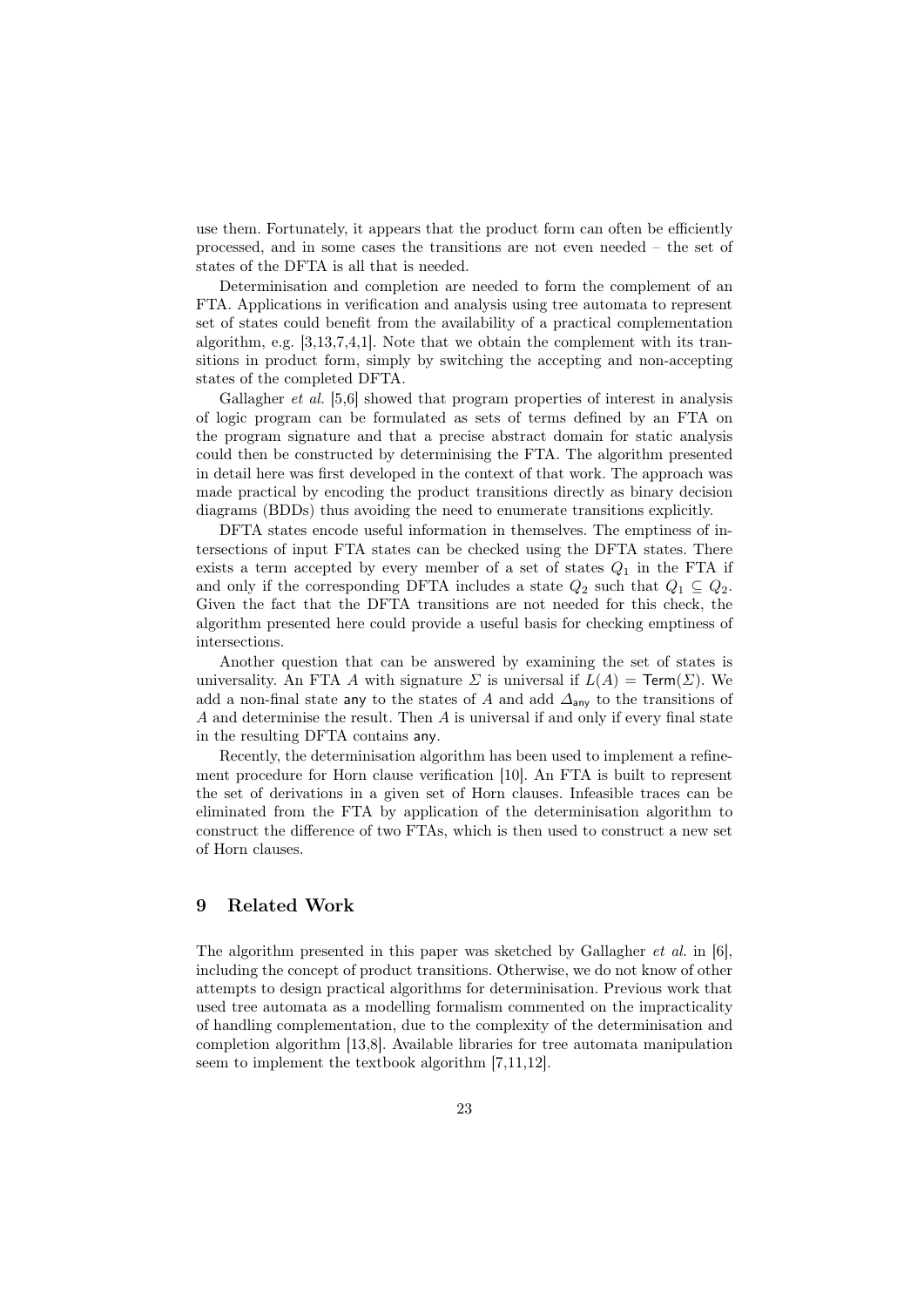use them. Fortunately, it appears that the product form can often be efficiently processed, and in some cases the transitions are not even needed – the set of states of the DFTA is all that is needed.

Determinisation and completion are needed to form the complement of an FTA. Applications in verification and analysis using tree automata to represent set of states could benefit from the availability of a practical complementation algorithm, e.g. [3,13,7,4,1]. Note that we obtain the complement with its transitions in product form, simply by switching the accepting and non-accepting states of the completed DFTA.

Gallagher *et al.* [5,6] showed that program properties of interest in analysis of logic program can be formulated as sets of terms defined by an FTA on the program signature and that a precise abstract domain for static analysis could then be constructed by determinising the FTA. The algorithm presented in detail here was first developed in the context of that work. The approach was made practical by encoding the product transitions directly as binary decision diagrams (BDDs) thus avoiding the need to enumerate transitions explicitly.

DFTA states encode useful information in themselves. The emptiness of intersections of input FTA states can be checked using the DFTA states. There exists a term accepted by every member of a set of states $Q_1$ in the FTA if and only if the corresponding DFTA includes a state $Q_2$ such that $Q_1 \subseteq Q_2$. Given the fact that the DFTA transitions are not needed for this check, the algorithm presented here could provide a useful basis for checking emptiness of intersections.

Another question that can be answered by examining the set of states is universality. An FTA $A$ with signature $\Sigma$ is universal if $L(A) = \mathsf{Term}(\Sigma)$. We add a non-final state $\mathsf{any}$ to the states of $A$ and add $\Delta_{\mathsf{any}}$ to the transitions of $A$ and determinise the result. Then $A$ is universal if and only if every final state in the resulting DFTA contains $\mathsf{any}$.

Recently, the determinisation algorithm has been used to implement a refinement procedure for Horn clause verification [10]. An FTA is built to represent the set of derivations in a given set of Horn clauses. Infeasible traces can be eliminated from the FTA by application of the determinisation algorithm to construct the difference of two FTAs, which is then used to construct a new set of Horn clauses.

## 9 Related Work

The algorithm presented in this paper was sketched by Gallagher *et al.* in [6], including the concept of product transitions. Otherwise, we do not know of other attempts to design practical algorithms for determinisation. Previous work that used tree automata as a modelling formalism commented on the impracticality of handling complementation, due to the complexity of the determinisation and completion algorithm [13,8]. Available libraries for tree automata manipulation seem to implement the textbook algorithm [7,11,12].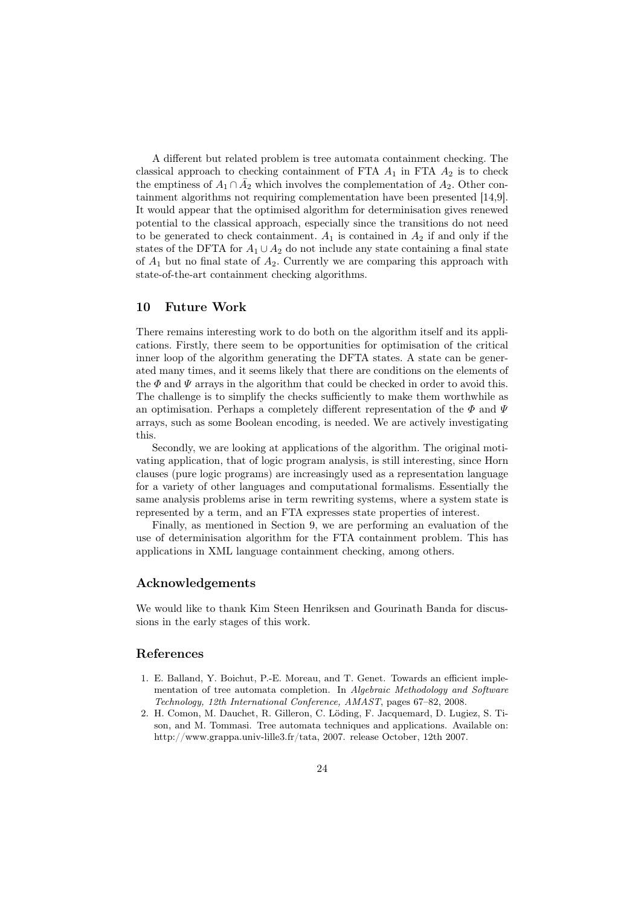A different but related problem is tree automata containment checking. The classical approach to checking containment of FTA $A_1$ in FTA $A_2$ is to check the emptiness of $A_1 \cap \bar{A_2}$ which involves the complementation of $A_2$. Other containment algorithms not requiring complementation have been presented [14,9]. It would appear that the optimised algorithm for determinisation gives renewed potential to the classical approach, especially since the transitions do not need to be generated to check containment. $A_1$ is contained in $A_2$ if and only if the states of the DFTA for $A_1 \cup A_2$ do not include any state containing a final state of $A_1$ but no final state of $A_2$. Currently we are comparing this approach with state-of-the-art containment checking algorithms.

## 10 Future Work

There remains interesting work to do both on the algorithm itself and its applications. Firstly, there seem to be opportunities for optimisation of the critical inner loop of the algorithm generating the DFTA states. A state can be generated many times, and it seems likely that there are conditions on the elements of the $\Phi$ and $\Psi$ arrays in the algorithm that could be checked in order to avoid this. The challenge is to simplify the checks sufficiently to make them worthwhile as an optimisation. Perhaps a completely different representation of the $\Phi$ and $\Psi$ arrays, such as some Boolean encoding, is needed. We are actively investigating this.

Secondly, we are looking at applications of the algorithm. The original motivating application, that of logic program analysis, is still interesting, since Horn clauses (pure logic programs) are increasingly used as a representation language for a variety of other languages and computational formalisms. Essentially the same analysis problems arise in term rewriting systems, where a system state is represented by a term, and an FTA expresses state properties of interest.

Finally, as mentioned in Section 9, we are performing an evaluation of the use of determinisation algorithm for the FTA containment problem. This has applications in XML language containment checking, among others.

## Acknowledgements

We would like to thank Kim Steen Henriksen and Gourinath Banda for discussions in the early stages of this work.

## References

1. E. Balland, Y. Boichut, P.-E. Moreau, and T. Genet. Towards an efficient implementation of tree automata completion. In *Algebraic Methodology and Software Technology, 12th International Conference, AMAST*, pages 67–82, 2008.
2. H. Comon, M. Dauchet, R. Gilleron, C. Löding, F. Jacquemard, D. Lugiez, S. Tison, and M. Tommasi. Tree automata techniques and applications. Available on: http://www.grappa.univ-lille3.fr/tata, 2007. release October, 12th 2007.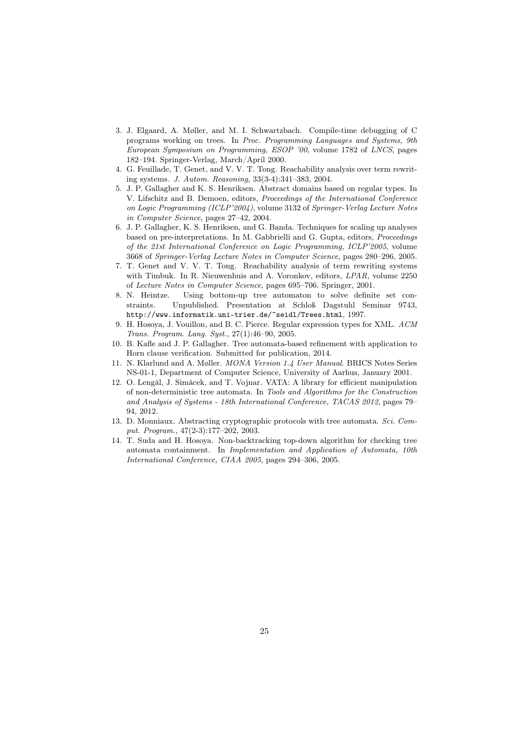3. J. Elgaard, A. Møller, and M. I. Schwartzbach. Compile-time debugging of C programs working on trees. In *Proc. Programming Languages and Systems, 9th European Symposium on Programming, ESOP '00*, volume 1782 of *LNCS*, pages 182–194. Springer-Verlag, March/April 2000.
4. G. Feuillade, T. Genet, and V. V. T. Tong. Reachability analysis over term rewriting systems. *J. Autom. Reasoning*, 33(3-4):341–383, 2004.
5. J. P. Gallagher and K. S. Henriksen. Abstract domains based on regular types. In V. Lifschitz and B. Demoen, editors, *Proceedings of the International Conference on Logic Programming (ICLP'2004)*, volume 3132 of *Springer-Verlag Lecture Notes in Computer Science*, pages 27–42, 2004.
6. J. P. Gallagher, K. S. Henriksen, and G. Banda. Techniques for scaling up analyses based on pre-interpretations. In M. Gabbrielli and G. Gupta, editors, *Proceedings of the 21st International Conference on Logic Programming, ICLP'2005*, volume 3668 of *Springer-Verlag Lecture Notes in Computer Science*, pages 280–296, 2005.
7. T. Genet and V. V. T. Tong. Reachability analysis of term rewriting systems with Timbuk. In R. Nieuwenhuis and A. Voronkov, editors, *LPAR*, volume 2250 of *Lecture Notes in Computer Science*, pages 695–706. Springer, 2001.
8. N. Heintze. Using bottom-up tree automaton to solve definite set constraints. Unpublished. Presentation at Schloß Dagstuhl Seminar 9743, `http://www.informatik.uni-trier.de/~seidl/Trees.html`, 1997.
9. H. Hosoya, J. Vouillon, and B. C. Pierce. Regular expression types for XML. *ACM Trans. Program. Lang. Syst.*, 27(1):46–90, 2005.
10. B. Kafle and J. P. Gallagher. Tree automata-based refinement with application to Horn clause verification. Submitted for publication, 2014.
11. N. Klarlund and A. Møller. *MONA Version 1.4 User Manual*. BRICS Notes Series NS-01-1, Department of Computer Science, University of Aarhus, January 2001.
12. O. Lengál, J. Simácek, and T. Vojnar. VATA: A library for efficient manipulation of non-deterministic tree automata. In *Tools and Algorithms for the Construction and Analysis of Systems - 18th International Conference, TACAS 2012*, pages 79–94, 2012.
13. D. Monniaux. Abstracting cryptographic protocols with tree automata. *Sci. Comput. Program.*, 47(2-3):177–202, 2003.
14. T. Suda and H. Hosoya. Non-backtracking top-down algorithm for checking tree automata containment. In *Implementation and Application of Automata, 10th International Conference, CIAA 2005*, pages 294–306, 2005.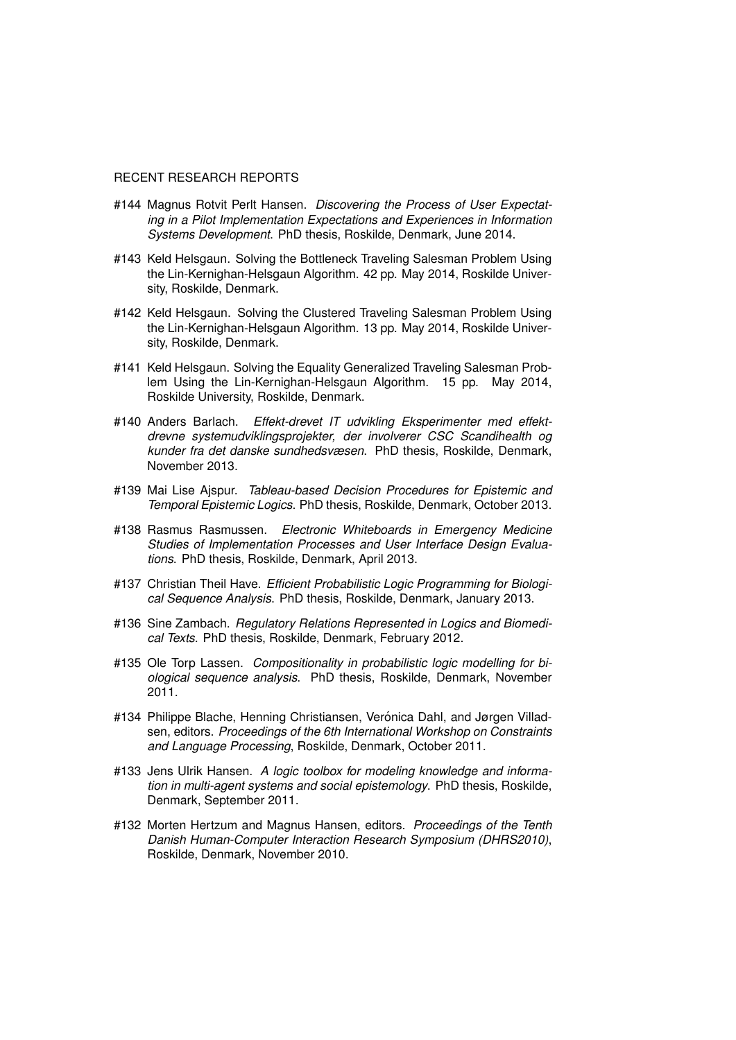RECENT RESEARCH REPORTS

#144 Magnus Rotvit Perlt Hansen. *Discovering the Process of User Expectating in a Pilot Implementation Expectations and Experiences in Information Systems Development*. PhD thesis, Roskilde, Denmark, June 2014.

#143 Keld Helsgaun. Solving the Bottleneck Traveling Salesman Problem Using the Lin-Kernighan-Helsgaun Algorithm. 42 pp. May 2014, Roskilde University, Roskilde, Denmark.

#142 Keld Helsgaun. Solving the Clustered Traveling Salesman Problem Using the Lin-Kernighan-Helsgaun Algorithm. 13 pp. May 2014, Roskilde University, Roskilde, Denmark.

#141 Keld Helsgaun. Solving the Equality Generalized Traveling Salesman Problem Using the Lin-Kernighan-Helsgaun Algorithm. 15 pp. May 2014, Roskilde University, Roskilde, Denmark.

#140 Anders Barlach. *Effekt-drevet IT udvikling Eksperimenter med effektdrevne systemudviklingsprojekter, der involverer CSC Scandihealth og kunder fra det danske sundhedsvæsen.* PhD thesis, Roskilde, Denmark, November 2013.

#139 Mai Lise Ajspur. *Tableau-based Decision Procedures for Epistemic and Temporal Epistemic Logics*. PhD thesis, Roskilde, Denmark, October 2013.

#138 Rasmus Rasmussen. *Electronic Whiteboards in Emergency Medicine Studies of Implementation Processes and User Interface Design Evaluations.* PhD thesis, Roskilde, Denmark, April 2013.

#137 Christian Theil Have. *Efficient Probabilistic Logic Programming for Biological Sequence Analysis*. PhD thesis, Roskilde, Denmark, January 2013.

#136 Sine Zambach. *Regulatory Relations Represented in Logics and Biomedical Texts*. PhD thesis, Roskilde, Denmark, February 2012.

#135 Ole Torp Lassen. *Compositionality in probabilistic logic modelling for biological sequence analysis.* PhD thesis, Roskilde, Denmark, November 2011.

#134 Philippe Blache, Henning Christiansen, Verónica Dahl, and Jørgen Villadsen, editors. *Proceedings of the 6th International Workshop on Constraints and Language Processing*, Roskilde, Denmark, October 2011.

#133 Jens Ulrik Hansen. *A logic toolbox for modeling knowledge and information in multi-agent systems and social epistemology*. PhD thesis, Roskilde, Denmark, September 2011.

#132 Morten Hertzum and Magnus Hansen, editors. *Proceedings of the Tenth Danish Human-Computer Interaction Research Symposium (DHRS2010)*, Roskilde, Denmark, November 2010.